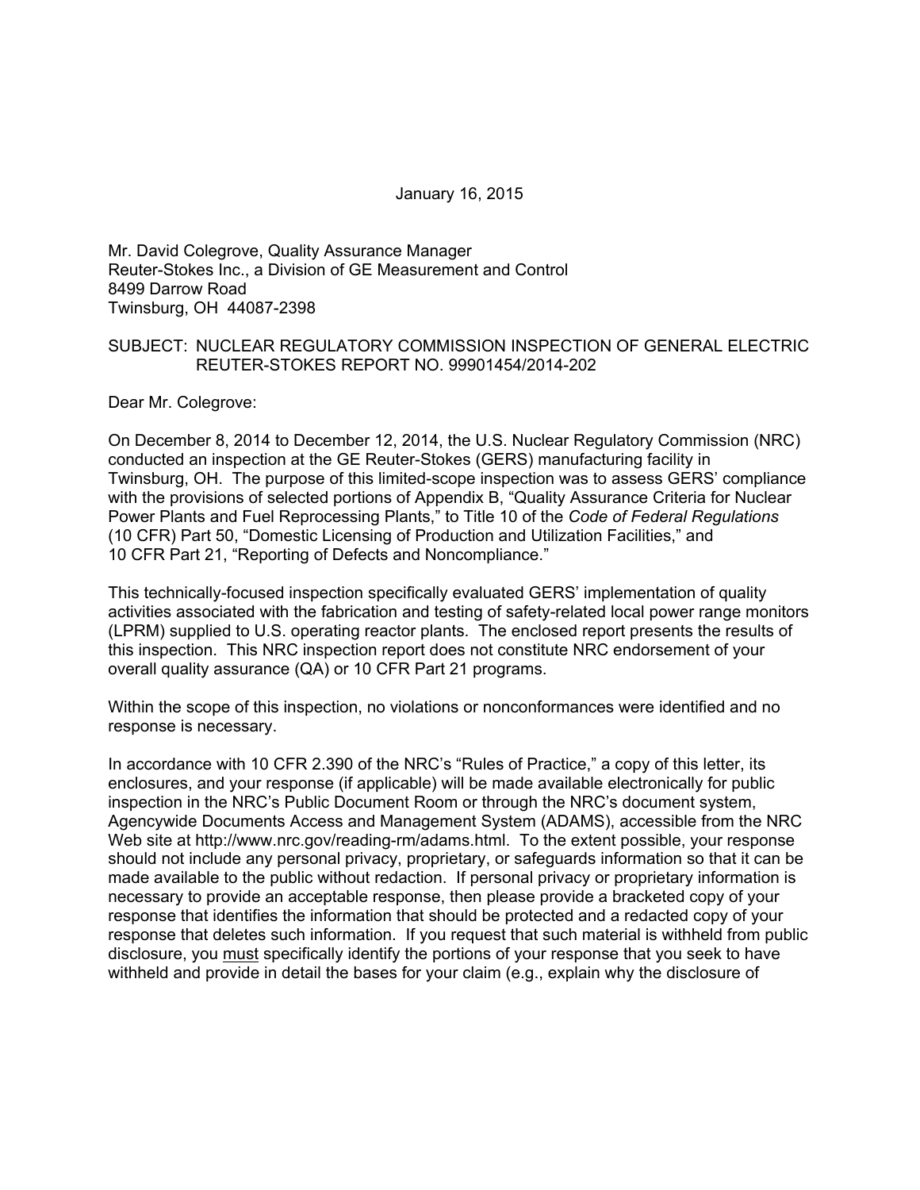January 16, 2015

Mr. David Colegrove, Quality Assurance Manager
Reuter-Stokes Inc., a Division of GE Measurement and Control
8499 Darrow Road
Twinsburg, OH 44087-2398

SUBJECT: NUCLEAR REGULATORY COMMISSION INSPECTION OF GENERAL ELECTRIC REUTER-STOKES REPORT NO. 99901454/2014-202

Dear Mr. Colegrove:

On December 8, 2014 to December 12, 2014, the U.S. Nuclear Regulatory Commission (NRC) conducted an inspection at the GE Reuter-Stokes (GERS) manufacturing facility in Twinsburg, OH. The purpose of this limited-scope inspection was to assess GERS' compliance with the provisions of selected portions of Appendix B, "Quality Assurance Criteria for Nuclear Power Plants and Fuel Reprocessing Plants," to Title 10 of the *Code of Federal Regulations* (10 CFR) Part 50, "Domestic Licensing of Production and Utilization Facilities," and 10 CFR Part 21, "Reporting of Defects and Noncompliance."

This technically-focused inspection specifically evaluated GERS' implementation of quality activities associated with the fabrication and testing of safety-related local power range monitors (LPRM) supplied to U.S. operating reactor plants. The enclosed report presents the results of this inspection. This NRC inspection report does not constitute NRC endorsement of your overall quality assurance (QA) or 10 CFR Part 21 programs.

Within the scope of this inspection, no violations or nonconformances were identified and no response is necessary.

In accordance with 10 CFR 2.390 of the NRC's "Rules of Practice," a copy of this letter, its enclosures, and your response (if applicable) will be made available electronically for public inspection in the NRC's Public Document Room or through the NRC's document system, Agencywide Documents Access and Management System (ADAMS), accessible from the NRC Web site at http://www.nrc.gov/reading-rm/adams.html. To the extent possible, your response should not include any personal privacy, proprietary, or safeguards information so that it can be made available to the public without redaction. If personal privacy or proprietary information is necessary to provide an acceptable response, then please provide a bracketed copy of your response that identifies the information that should be protected and a redacted copy of your response that deletes such information. If you request that such material is withheld from public disclosure, you <u>must</u> specifically identify the portions of your response that you seek to have withheld and provide in detail the bases for your claim (e.g., explain why the disclosure of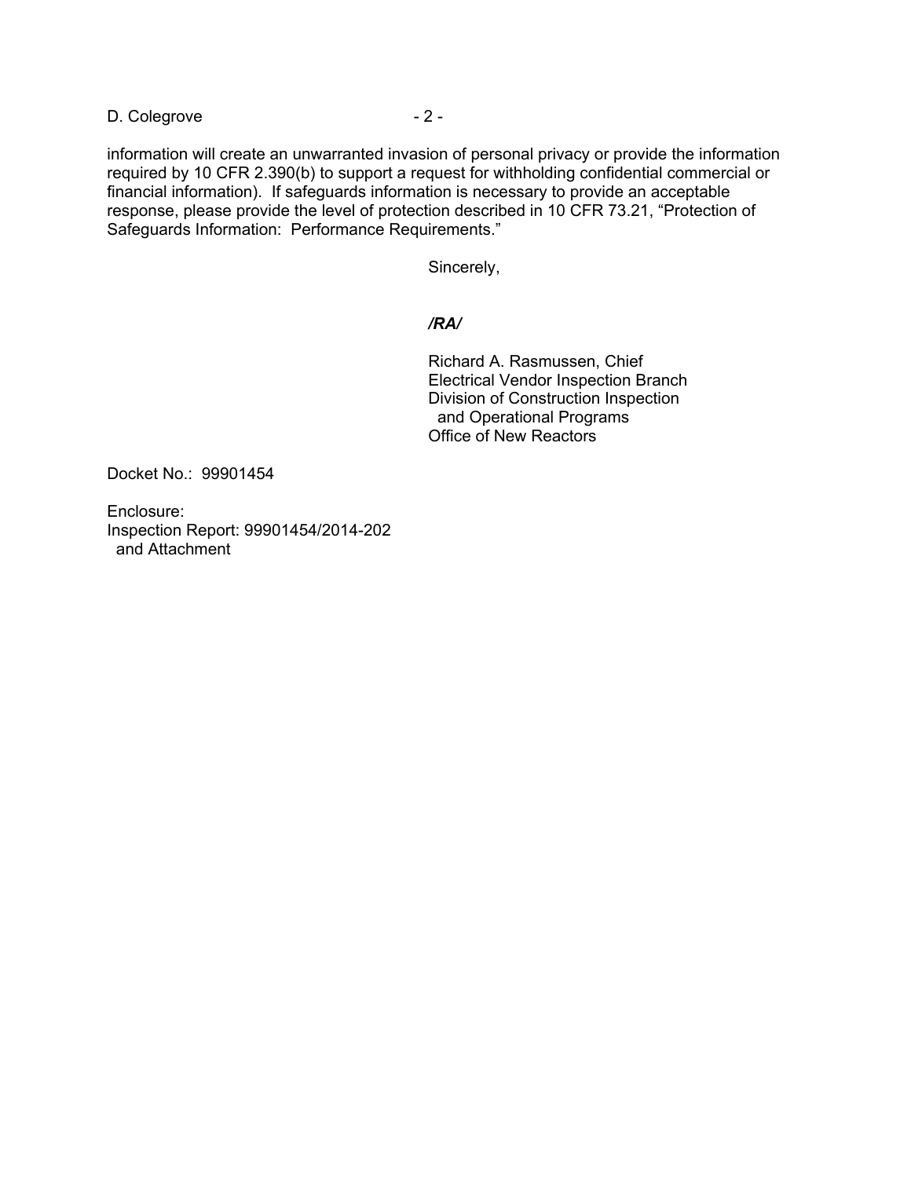information will create an unwarranted invasion of personal privacy or provide the information required by 10 CFR 2.390(b) to support a request for withholding confidential commercial or financial information). If safeguards information is necessary to provide an acceptable response, please provide the level of protection described in 10 CFR 73.21, "Protection of Safeguards Information: Performance Requirements."

Sincerely,

***/RA/***

Richard A. Rasmussen, Chief
Electrical Vendor Inspection Branch
Division of Construction Inspection
and Operational Programs
Office of New Reactors

Docket No.: 99901454

Enclosure:
Inspection Report: 99901454/2014-202
and Attachment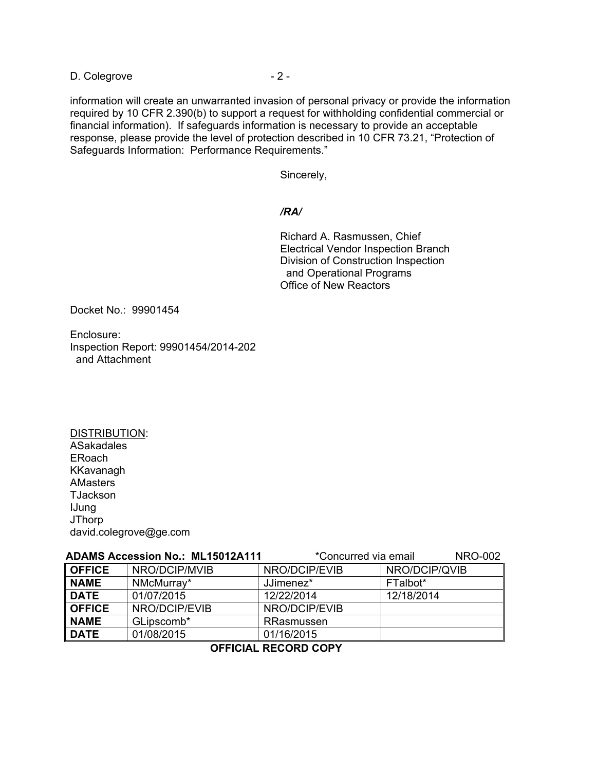information will create an unwarranted invasion of personal privacy or provide the information required by 10 CFR 2.390(b) to support a request for withholding confidential commercial or financial information). If safeguards information is necessary to provide an acceptable response, please provide the level of protection described in 10 CFR 73.21, "Protection of Safeguards Information: Performance Requirements."

Sincerely,

*/RA/*

Richard A. Rasmussen, Chief
Electrical Vendor Inspection Branch
Division of Construction Inspection
and Operational Programs
Office of New Reactors

Docket No.: 99901454

Enclosure:
Inspection Report: 99901454/2014-202
and Attachment

DISTRIBUTION:
ASakadales
ERoach
KKavanagh
AMasters
TJackson
IJung
JThorp
david.colegrove@ge.com

**ADAMS Accession No.: ML15012A111** *Concurred via email NRO-002

| | | | |
|---|---|---|---|
| **OFFICE** | NRO/DCIP/MVIB | NRO/DCIP/EVIB | NRO/DCIP/QVIB |
| **NAME** | NMcMurray* | JJimenez* | FTalbot* |
| **DATE** | 01/07/2015 | 12/22/2014 | 12/18/2014 |
| **OFFICE** | NRO/DCIP/EVIB | NRO/DCIP/EVIB | |
| **NAME** | GLipscomb* | RRasmussen | |
| **DATE** | 01/08/2015 | 01/16/2015 | |

**OFFICIAL RECORD COPY**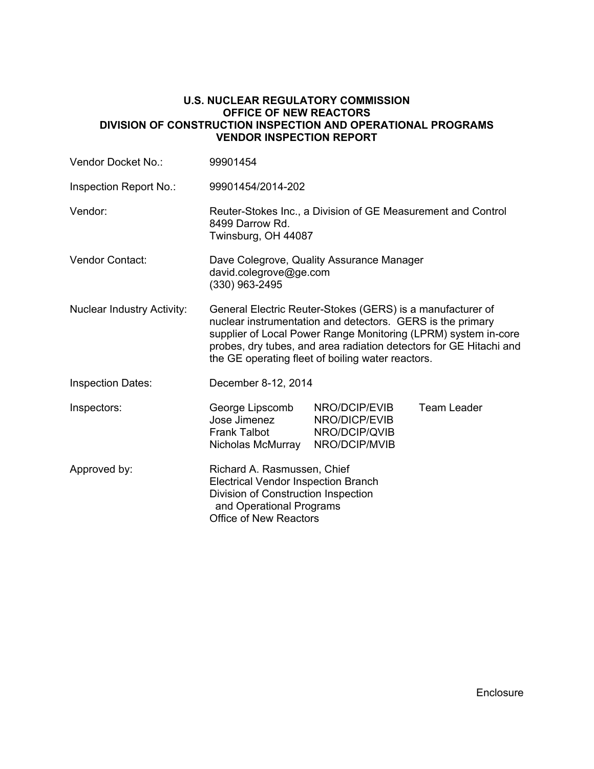**U.S. NUCLEAR REGULATORY COMMISSION**
**OFFICE OF NEW REACTORS**
**DIVISION OF CONSTRUCTION INSPECTION AND OPERATIONAL PROGRAMS**
**VENDOR INSPECTION REPORT**

| | |
|---|---|
| Vendor Docket No.: | 99901454 |
| Inspection Report No.: | 99901454/2014-202 |
| Vendor: | Reuter-Stokes Inc., a Division of GE Measurement and Control<br>8499 Darrow Rd.<br>Twinsburg, OH 44087 |
| Vendor Contact: | Dave Colegrove, Quality Assurance Manager<br>david.colegrove@ge.com<br>(330) 963-2495 |
| Nuclear Industry Activity: | General Electric Reuter-Stokes (GERS) is a manufacturer of nuclear instrumentation and detectors. GERS is the primary supplier of Local Power Range Monitoring (LPRM) system in-core probes, dry tubes, and area radiation detectors for GE Hitachi and the GE operating fleet of boiling water reactors. |
| Inspection Dates: | December 8-12, 2014 |

| | | | |
|---|---|---|---|
| Inspectors: | George Lipscomb | NRO/DCIP/EVIB | Team Leader |
| | Jose Jimenez | NRO/DICP/EVIB | |
| | Frank Talbot | NRO/DCIP/QVIB | |
| | Nicholas McMurray | NRO/DCIP/MVIB | |

| | |
|---|---|
| Approved by: | Richard A. Rasmussen, Chief<br>Electrical Vendor Inspection Branch<br>Division of Construction Inspection<br>and Operational Programs<br>Office of New Reactors |

Enclosure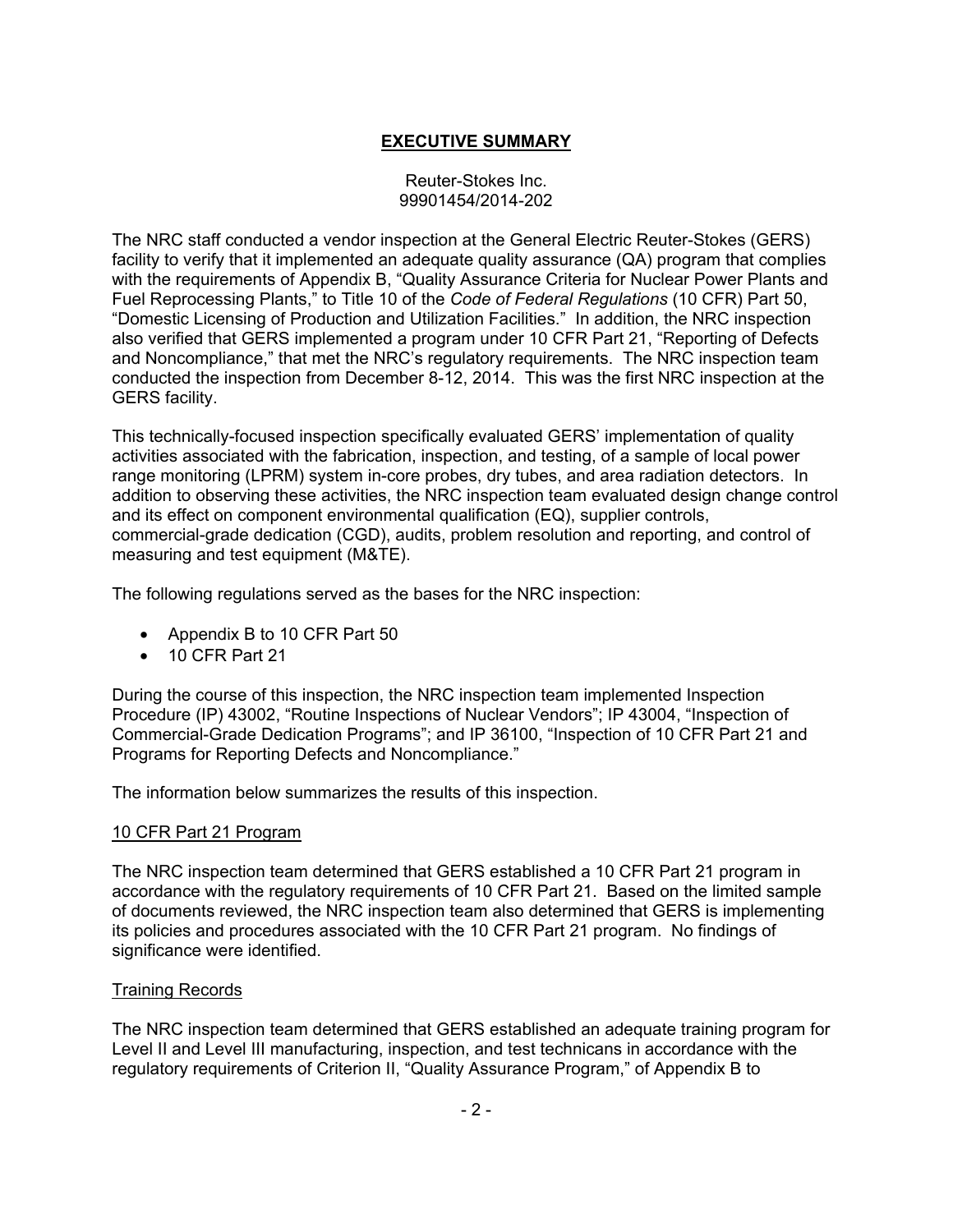## EXECUTIVE SUMMARY

Reuter-Stokes Inc.
99901454/2014-202

The NRC staff conducted a vendor inspection at the General Electric Reuter-Stokes (GERS) facility to verify that it implemented an adequate quality assurance (QA) program that complies with the requirements of Appendix B, "Quality Assurance Criteria for Nuclear Power Plants and Fuel Reprocessing Plants," to Title 10 of the *Code of Federal Regulations* (10 CFR) Part 50, "Domestic Licensing of Production and Utilization Facilities." In addition, the NRC inspection also verified that GERS implemented a program under 10 CFR Part 21, "Reporting of Defects and Noncompliance," that met the NRC's regulatory requirements. The NRC inspection team conducted the inspection from December 8-12, 2014. This was the first NRC inspection at the GERS facility.

This technically-focused inspection specifically evaluated GERS' implementation of quality activities associated with the fabrication, inspection, and testing, of a sample of local power range monitoring (LPRM) system in-core probes, dry tubes, and area radiation detectors. In addition to observing these activities, the NRC inspection team evaluated design change control and its effect on component environmental qualification (EQ), supplier controls, commercial-grade dedication (CGD), audits, problem resolution and reporting, and control of measuring and test equipment (M&TE).

The following regulations served as the bases for the NRC inspection:

- Appendix B to 10 CFR Part 50
- 10 CFR Part 21

During the course of this inspection, the NRC inspection team implemented Inspection Procedure (IP) 43002, "Routine Inspections of Nuclear Vendors"; IP 43004, "Inspection of Commercial-Grade Dedication Programs"; and IP 36100, "Inspection of 10 CFR Part 21 and Programs for Reporting Defects and Noncompliance."

The information below summarizes the results of this inspection.

### 10 CFR Part 21 Program

The NRC inspection team determined that GERS established a 10 CFR Part 21 program in accordance with the regulatory requirements of 10 CFR Part 21. Based on the limited sample of documents reviewed, the NRC inspection team also determined that GERS is implementing its policies and procedures associated with the 10 CFR Part 21 program. No findings of significance were identified.

### Training Records

The NRC inspection team determined that GERS established an adequate training program for Level II and Level III manufacturing, inspection, and test technicans in accordance with the regulatory requirements of Criterion II, "Quality Assurance Program," of Appendix B to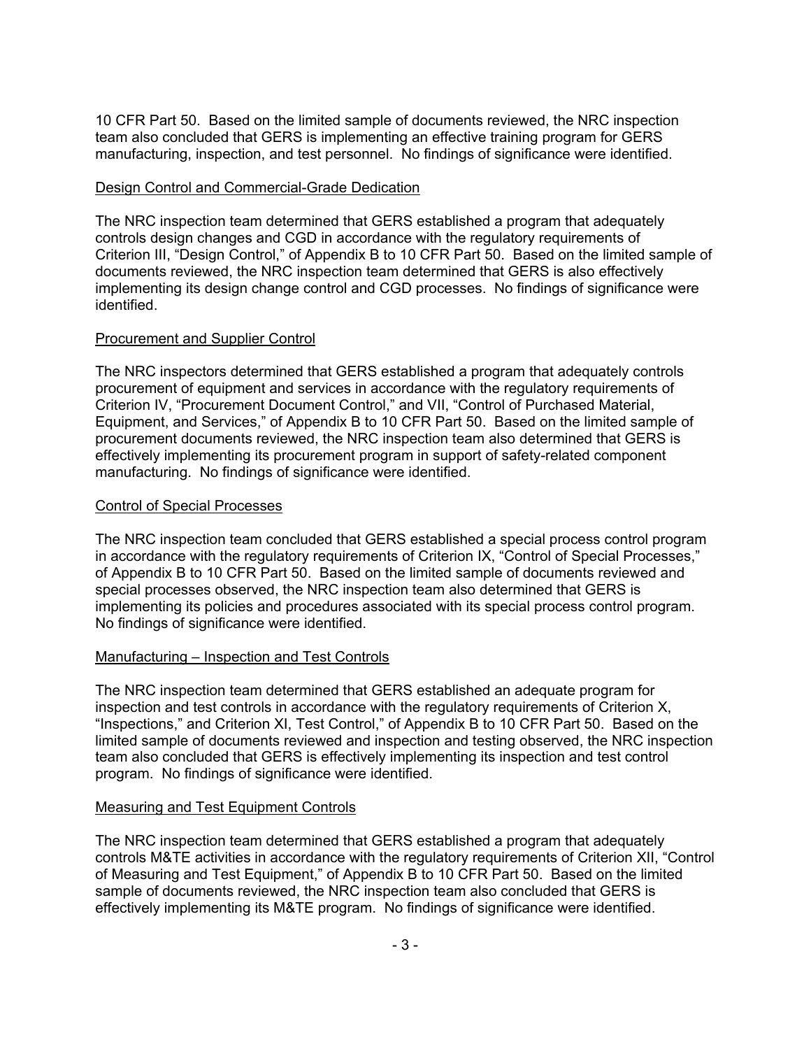10 CFR Part 50. Based on the limited sample of documents reviewed, the NRC inspection team also concluded that GERS is implementing an effective training program for GERS manufacturing, inspection, and test personnel. No findings of significance were identified.

Design Control and Commercial-Grade Dedication

The NRC inspection team determined that GERS established a program that adequately controls design changes and CGD in accordance with the regulatory requirements of Criterion III, "Design Control," of Appendix B to 10 CFR Part 50. Based on the limited sample of documents reviewed, the NRC inspection team determined that GERS is also effectively implementing its design change control and CGD processes. No findings of significance were identified.

Procurement and Supplier Control

The NRC inspectors determined that GERS established a program that adequately controls procurement of equipment and services in accordance with the regulatory requirements of Criterion IV, "Procurement Document Control," and VII, "Control of Purchased Material, Equipment, and Services," of Appendix B to 10 CFR Part 50. Based on the limited sample of procurement documents reviewed, the NRC inspection team also determined that GERS is effectively implementing its procurement program in support of safety-related component manufacturing. No findings of significance were identified.

Control of Special Processes

The NRC inspection team concluded that GERS established a special process control program in accordance with the regulatory requirements of Criterion IX, "Control of Special Processes," of Appendix B to 10 CFR Part 50. Based on the limited sample of documents reviewed and special processes observed, the NRC inspection team also determined that GERS is implementing its policies and procedures associated with its special process control program. No findings of significance were identified.

Manufacturing – Inspection and Test Controls

The NRC inspection team determined that GERS established an adequate program for inspection and test controls in accordance with the regulatory requirements of Criterion X, "Inspections," and Criterion XI, Test Control," of Appendix B to 10 CFR Part 50. Based on the limited sample of documents reviewed and inspection and testing observed, the NRC inspection team also concluded that GERS is effectively implementing its inspection and test control program. No findings of significance were identified.

Measuring and Test Equipment Controls

The NRC inspection team determined that GERS established a program that adequately controls M&TE activities in accordance with the regulatory requirements of Criterion XII, "Control of Measuring and Test Equipment," of Appendix B to 10 CFR Part 50. Based on the limited sample of documents reviewed, the NRC inspection team also concluded that GERS is effectively implementing its M&TE program. No findings of significance were identified.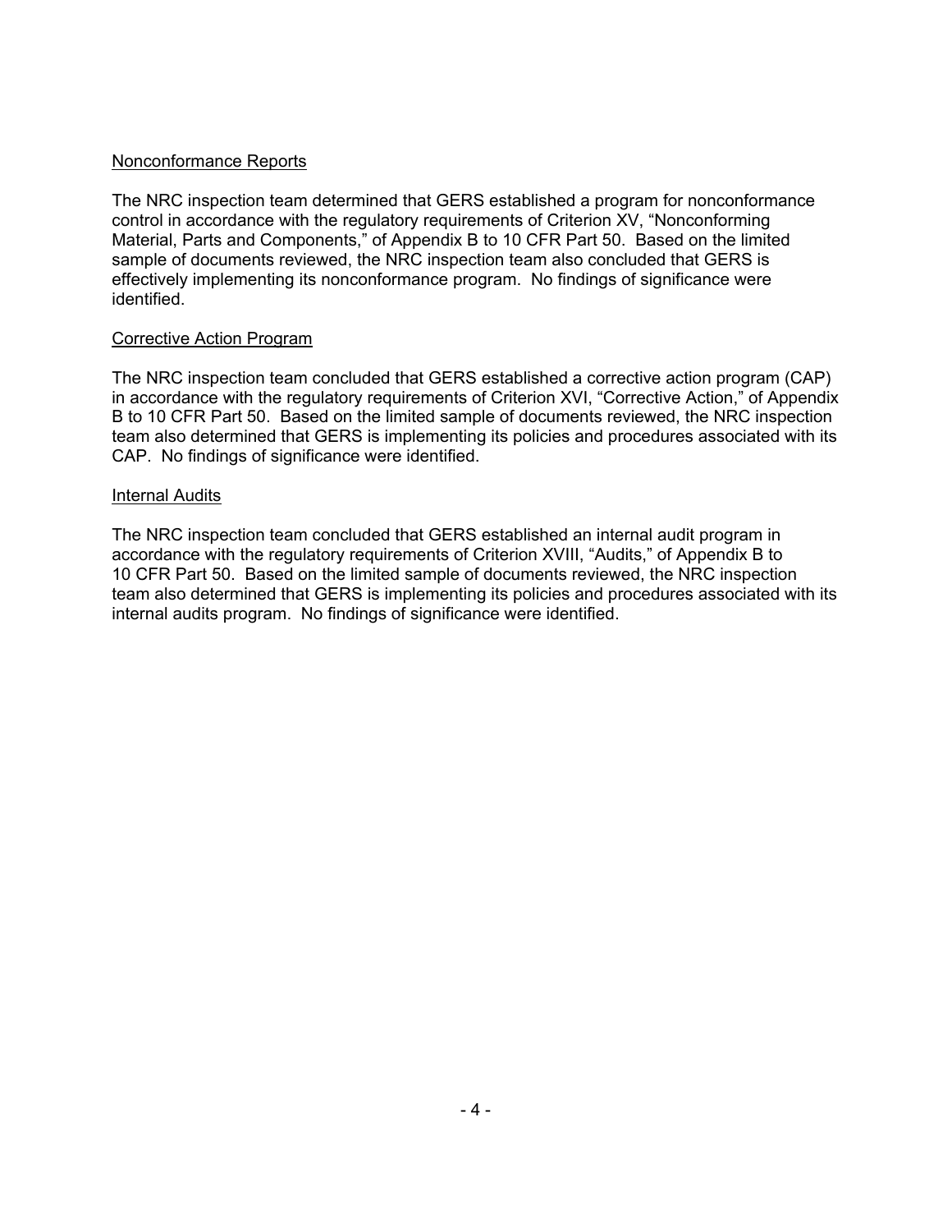Nonconformance Reports

The NRC inspection team determined that GERS established a program for nonconformance control in accordance with the regulatory requirements of Criterion XV, "Nonconforming Material, Parts and Components," of Appendix B to 10 CFR Part 50. Based on the limited sample of documents reviewed, the NRC inspection team also concluded that GERS is effectively implementing its nonconformance program. No findings of significance were identified.

Corrective Action Program

The NRC inspection team concluded that GERS established a corrective action program (CAP) in accordance with the regulatory requirements of Criterion XVI, "Corrective Action," of Appendix B to 10 CFR Part 50. Based on the limited sample of documents reviewed, the NRC inspection team also determined that GERS is implementing its policies and procedures associated with its CAP. No findings of significance were identified.

Internal Audits

The NRC inspection team concluded that GERS established an internal audit program in accordance with the regulatory requirements of Criterion XVIII, "Audits," of Appendix B to 10 CFR Part 50. Based on the limited sample of documents reviewed, the NRC inspection team also determined that GERS is implementing its policies and procedures associated with its internal audits program. No findings of significance were identified.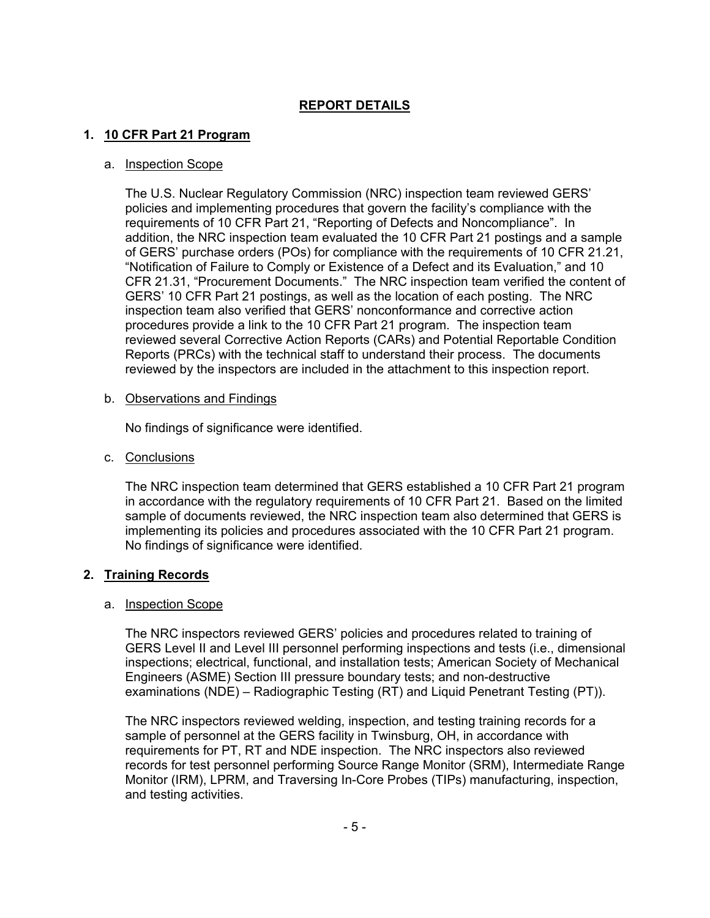## REPORT DETAILS

### 1. 10 CFR Part 21 Program

a. Inspection Scope

The U.S. Nuclear Regulatory Commission (NRC) inspection team reviewed GERS' policies and implementing procedures that govern the facility's compliance with the requirements of 10 CFR Part 21, "Reporting of Defects and Noncompliance". In addition, the NRC inspection team evaluated the 10 CFR Part 21 postings and a sample of GERS' purchase orders (POs) for compliance with the requirements of 10 CFR 21.21, "Notification of Failure to Comply or Existence of a Defect and its Evaluation," and 10 CFR 21.31, "Procurement Documents." The NRC inspection team verified the content of GERS' 10 CFR Part 21 postings, as well as the location of each posting. The NRC inspection team also verified that GERS' nonconformance and corrective action procedures provide a link to the 10 CFR Part 21 program. The inspection team reviewed several Corrective Action Reports (CARs) and Potential Reportable Condition Reports (PRCs) with the technical staff to understand their process. The documents reviewed by the inspectors are included in the attachment to this inspection report.

b. Observations and Findings

No findings of significance were identified.

c. Conclusions

The NRC inspection team determined that GERS established a 10 CFR Part 21 program in accordance with the regulatory requirements of 10 CFR Part 21. Based on the limited sample of documents reviewed, the NRC inspection team also determined that GERS is implementing its policies and procedures associated with the 10 CFR Part 21 program. No findings of significance were identified.

### 2. Training Records

a. Inspection Scope

The NRC inspectors reviewed GERS' policies and procedures related to training of GERS Level II and Level III personnel performing inspections and tests (i.e., dimensional inspections; electrical, functional, and installation tests; American Society of Mechanical Engineers (ASME) Section III pressure boundary tests; and non-destructive examinations (NDE) – Radiographic Testing (RT) and Liquid Penetrant Testing (PT)).

The NRC inspectors reviewed welding, inspection, and testing training records for a sample of personnel at the GERS facility in Twinsburg, OH, in accordance with requirements for PT, RT and NDE inspection. The NRC inspectors also reviewed records for test personnel performing Source Range Monitor (SRM), Intermediate Range Monitor (IRM), LPRM, and Traversing In-Core Probes (TIPs) manufacturing, inspection, and testing activities.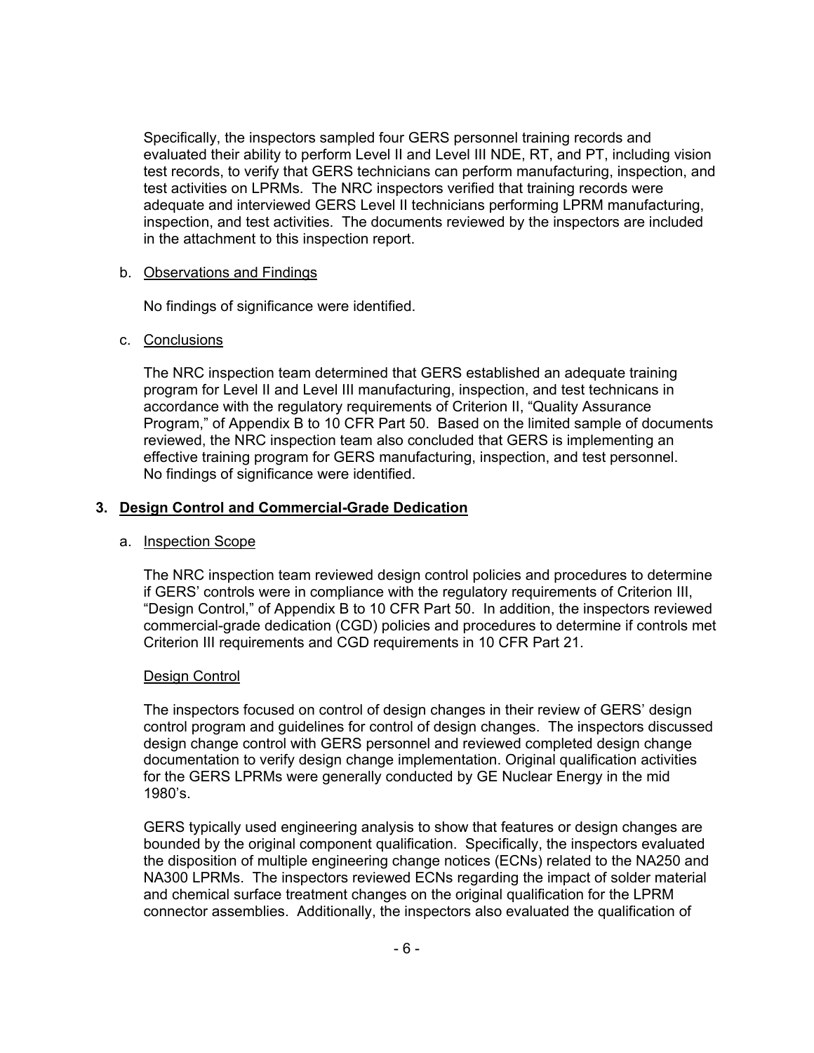Specifically, the inspectors sampled four GERS personnel training records and evaluated their ability to perform Level II and Level III NDE, RT, and PT, including vision test records, to verify that GERS technicians can perform manufacturing, inspection, and test activities on LPRMs. The NRC inspectors verified that training records were adequate and interviewed GERS Level II technicians performing LPRM manufacturing, inspection, and test activities. The documents reviewed by the inspectors are included in the attachment to this inspection report.

b. Observations and Findings

No findings of significance were identified.

c. Conclusions

The NRC inspection team determined that GERS established an adequate training program for Level II and Level III manufacturing, inspection, and test technicans in accordance with the regulatory requirements of Criterion II, "Quality Assurance Program," of Appendix B to 10 CFR Part 50. Based on the limited sample of documents reviewed, the NRC inspection team also concluded that GERS is implementing an effective training program for GERS manufacturing, inspection, and test personnel. No findings of significance were identified.

## 3. Design Control and Commercial-Grade Dedication

a. Inspection Scope

The NRC inspection team reviewed design control policies and procedures to determine if GERS' controls were in compliance with the regulatory requirements of Criterion III, "Design Control," of Appendix B to 10 CFR Part 50. In addition, the inspectors reviewed commercial-grade dedication (CGD) policies and procedures to determine if controls met Criterion III requirements and CGD requirements in 10 CFR Part 21.

Design Control

The inspectors focused on control of design changes in their review of GERS' design control program and guidelines for control of design changes. The inspectors discussed design change control with GERS personnel and reviewed completed design change documentation to verify design change implementation. Original qualification activities for the GERS LPRMs were generally conducted by GE Nuclear Energy in the mid 1980's.

GERS typically used engineering analysis to show that features or design changes are bounded by the original component qualification. Specifically, the inspectors evaluated the disposition of multiple engineering change notices (ECNs) related to the NA250 and NA300 LPRMs. The inspectors reviewed ECNs regarding the impact of solder material and chemical surface treatment changes on the original qualification for the LPRM connector assemblies. Additionally, the inspectors also evaluated the qualification of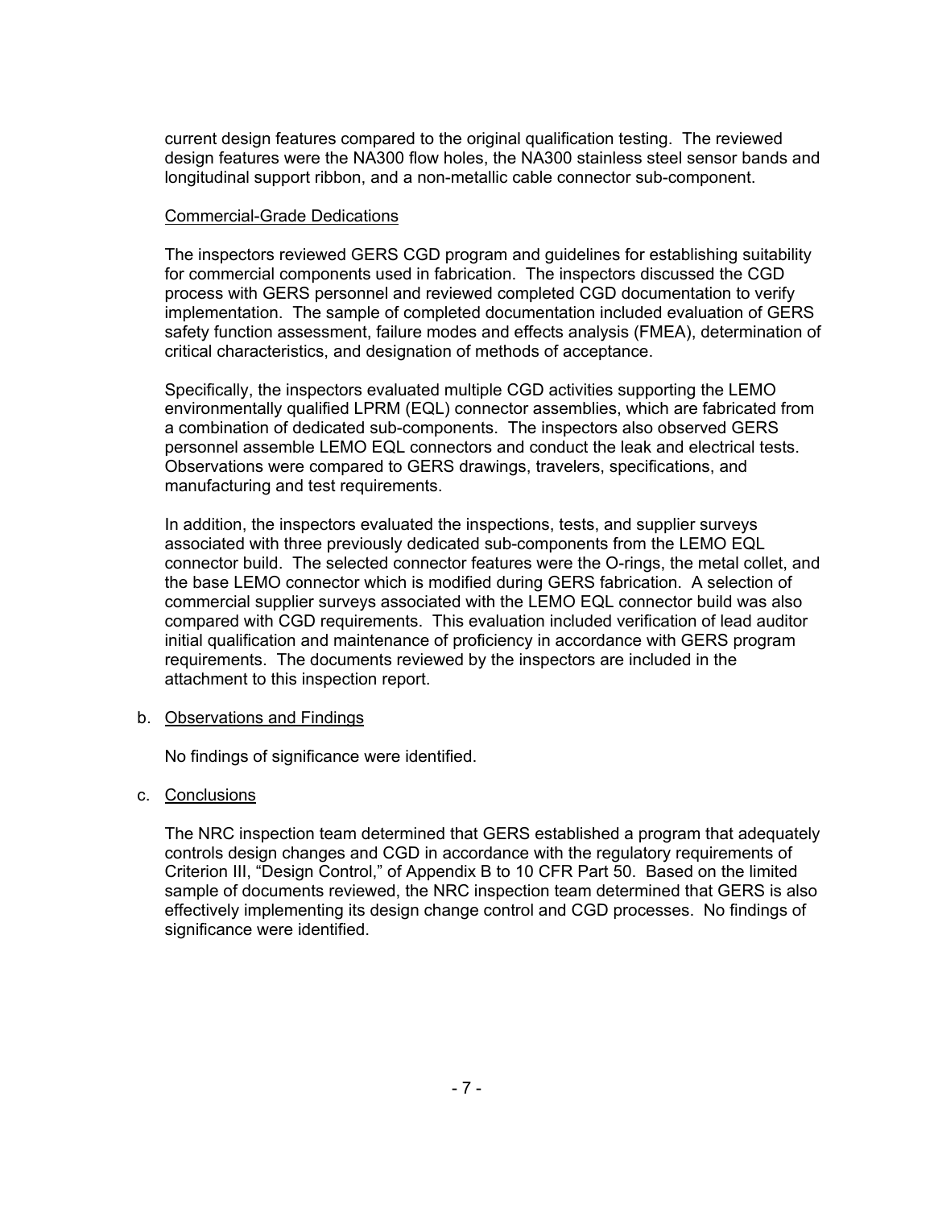current design features compared to the original qualification testing. The reviewed design features were the NA300 flow holes, the NA300 stainless steel sensor bands and longitudinal support ribbon, and a non-metallic cable connector sub-component.

Commercial-Grade Dedications

The inspectors reviewed GERS CGD program and guidelines for establishing suitability for commercial components used in fabrication. The inspectors discussed the CGD process with GERS personnel and reviewed completed CGD documentation to verify implementation. The sample of completed documentation included evaluation of GERS safety function assessment, failure modes and effects analysis (FMEA), determination of critical characteristics, and designation of methods of acceptance.

Specifically, the inspectors evaluated multiple CGD activities supporting the LEMO environmentally qualified LPRM (EQL) connector assemblies, which are fabricated from a combination of dedicated sub-components. The inspectors also observed GERS personnel assemble LEMO EQL connectors and conduct the leak and electrical tests. Observations were compared to GERS drawings, travelers, specifications, and manufacturing and test requirements.

In addition, the inspectors evaluated the inspections, tests, and supplier surveys associated with three previously dedicated sub-components from the LEMO EQL connector build. The selected connector features were the O-rings, the metal collet, and the base LEMO connector which is modified during GERS fabrication. A selection of commercial supplier surveys associated with the LEMO EQL connector build was also compared with CGD requirements. This evaluation included verification of lead auditor initial qualification and maintenance of proficiency in accordance with GERS program requirements. The documents reviewed by the inspectors are included in the attachment to this inspection report.

b. Observations and Findings

No findings of significance were identified.

c. Conclusions

The NRC inspection team determined that GERS established a program that adequately controls design changes and CGD in accordance with the regulatory requirements of Criterion III, "Design Control," of Appendix B to 10 CFR Part 50. Based on the limited sample of documents reviewed, the NRC inspection team determined that GERS is also effectively implementing its design change control and CGD processes. No findings of significance were identified.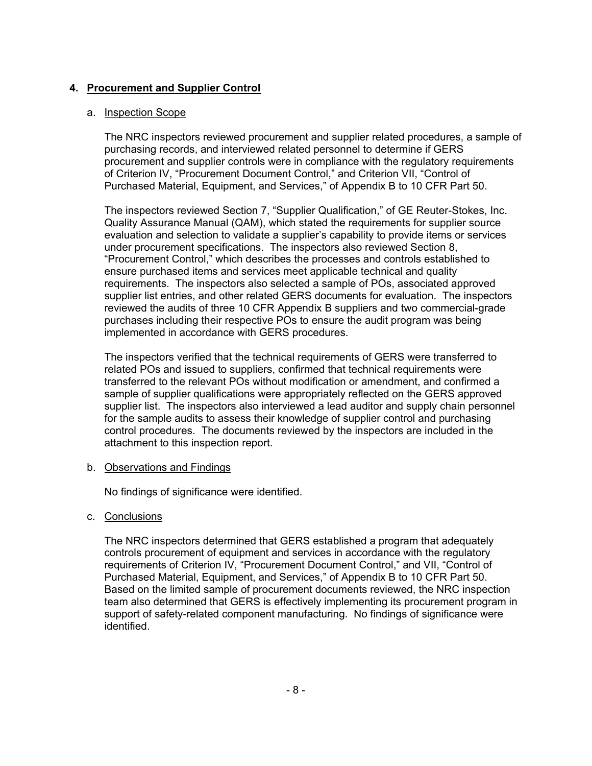## 4. Procurement and Supplier Control

### a. Inspection Scope

The NRC inspectors reviewed procurement and supplier related procedures, a sample of purchasing records, and interviewed related personnel to determine if GERS procurement and supplier controls were in compliance with the regulatory requirements of Criterion IV, "Procurement Document Control," and Criterion VII, "Control of Purchased Material, Equipment, and Services," of Appendix B to 10 CFR Part 50.

The inspectors reviewed Section 7, "Supplier Qualification," of GE Reuter-Stokes, Inc. Quality Assurance Manual (QAM), which stated the requirements for supplier source evaluation and selection to validate a supplier's capability to provide items or services under procurement specifications. The inspectors also reviewed Section 8, "Procurement Control," which describes the processes and controls established to ensure purchased items and services meet applicable technical and quality requirements. The inspectors also selected a sample of POs, associated approved supplier list entries, and other related GERS documents for evaluation. The inspectors reviewed the audits of three 10 CFR Appendix B suppliers and two commercial-grade purchases including their respective POs to ensure the audit program was being implemented in accordance with GERS procedures.

The inspectors verified that the technical requirements of GERS were transferred to related POs and issued to suppliers, confirmed that technical requirements were transferred to the relevant POs without modification or amendment, and confirmed a sample of supplier qualifications were appropriately reflected on the GERS approved supplier list. The inspectors also interviewed a lead auditor and supply chain personnel for the sample audits to assess their knowledge of supplier control and purchasing control procedures. The documents reviewed by the inspectors are included in the attachment to this inspection report.

### b. Observations and Findings

No findings of significance were identified.

### c. Conclusions

The NRC inspectors determined that GERS established a program that adequately controls procurement of equipment and services in accordance with the regulatory requirements of Criterion IV, "Procurement Document Control," and VII, "Control of Purchased Material, Equipment, and Services," of Appendix B to 10 CFR Part 50. Based on the limited sample of procurement documents reviewed, the NRC inspection team also determined that GERS is effectively implementing its procurement program in support of safety-related component manufacturing. No findings of significance were identified.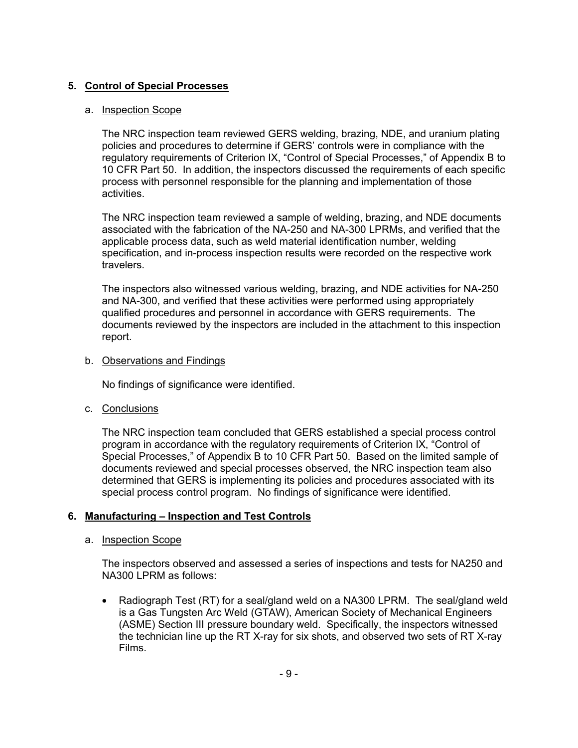## 5. Control of Special Processes

### a. Inspection Scope

The NRC inspection team reviewed GERS welding, brazing, NDE, and uranium plating policies and procedures to determine if GERS' controls were in compliance with the regulatory requirements of Criterion IX, "Control of Special Processes," of Appendix B to 10 CFR Part 50. In addition, the inspectors discussed the requirements of each specific process with personnel responsible for the planning and implementation of those activities.

The NRC inspection team reviewed a sample of welding, brazing, and NDE documents associated with the fabrication of the NA-250 and NA-300 LPRMs, and verified that the applicable process data, such as weld material identification number, welding specification, and in-process inspection results were recorded on the respective work travelers.

The inspectors also witnessed various welding, brazing, and NDE activities for NA-250 and NA-300, and verified that these activities were performed using appropriately qualified procedures and personnel in accordance with GERS requirements. The documents reviewed by the inspectors are included in the attachment to this inspection report.

### b. Observations and Findings

No findings of significance were identified.

### c. Conclusions

The NRC inspection team concluded that GERS established a special process control program in accordance with the regulatory requirements of Criterion IX, "Control of Special Processes," of Appendix B to 10 CFR Part 50. Based on the limited sample of documents reviewed and special processes observed, the NRC inspection team also determined that GERS is implementing its policies and procedures associated with its special process control program. No findings of significance were identified.

## 6. Manufacturing – Inspection and Test Controls

### a. Inspection Scope

The inspectors observed and assessed a series of inspections and tests for NA250 and NA300 LPRM as follows:

- Radiograph Test (RT) for a seal/gland weld on a NA300 LPRM. The seal/gland weld is a Gas Tungsten Arc Weld (GTAW), American Society of Mechanical Engineers (ASME) Section III pressure boundary weld. Specifically, the inspectors witnessed the technician line up the RT X-ray for six shots, and observed two sets of RT X-ray Films.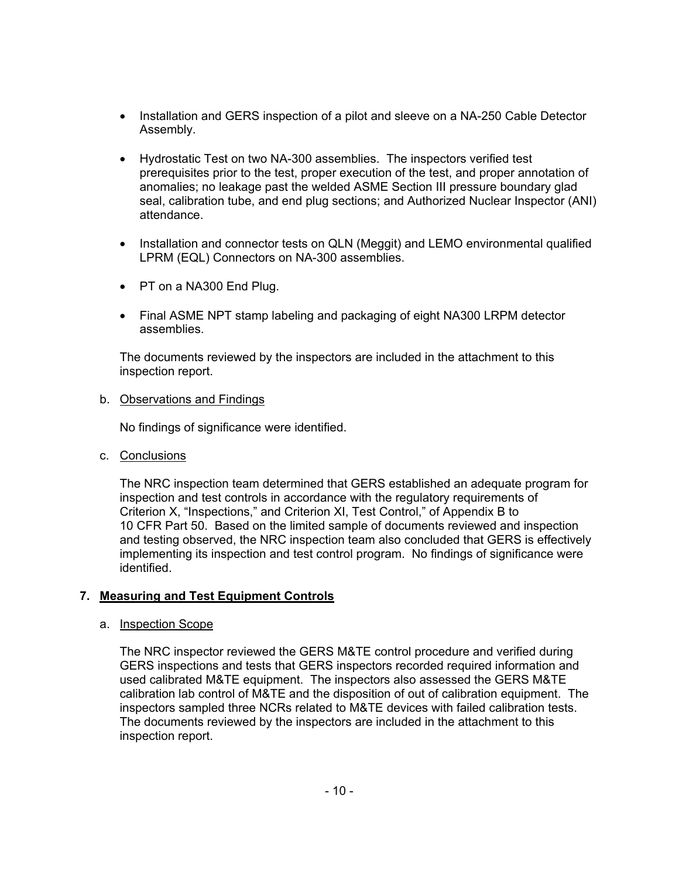- Installation and GERS inspection of a pilot and sleeve on a NA-250 Cable Detector Assembly.

- Hydrostatic Test on two NA-300 assemblies. The inspectors verified test prerequisites prior to the test, proper execution of the test, and proper annotation of anomalies; no leakage past the welded ASME Section III pressure boundary glad seal, calibration tube, and end plug sections; and Authorized Nuclear Inspector (ANI) attendance.

- Installation and connector tests on QLN (Meggit) and LEMO environmental qualified LPRM (EQL) Connectors on NA-300 assemblies.

- PT on a NA300 End Plug.

- Final ASME NPT stamp labeling and packaging of eight NA300 LRPM detector assemblies.

The documents reviewed by the inspectors are included in the attachment to this inspection report.

b. Observations and Findings

No findings of significance were identified.

c. Conclusions

The NRC inspection team determined that GERS established an adequate program for inspection and test controls in accordance with the regulatory requirements of Criterion X, "Inspections," and Criterion XI, Test Control," of Appendix B to 10 CFR Part 50. Based on the limited sample of documents reviewed and inspection and testing observed, the NRC inspection team also concluded that GERS is effectively implementing its inspection and test control program. No findings of significance were identified.

## 7. Measuring and Test Equipment Controls

a. Inspection Scope

The NRC inspector reviewed the GERS M&TE control procedure and verified during GERS inspections and tests that GERS inspectors recorded required information and used calibrated M&TE equipment. The inspectors also assessed the GERS M&TE calibration lab control of M&TE and the disposition of out of calibration equipment. The inspectors sampled three NCRs related to M&TE devices with failed calibration tests. The documents reviewed by the inspectors are included in the attachment to this inspection report.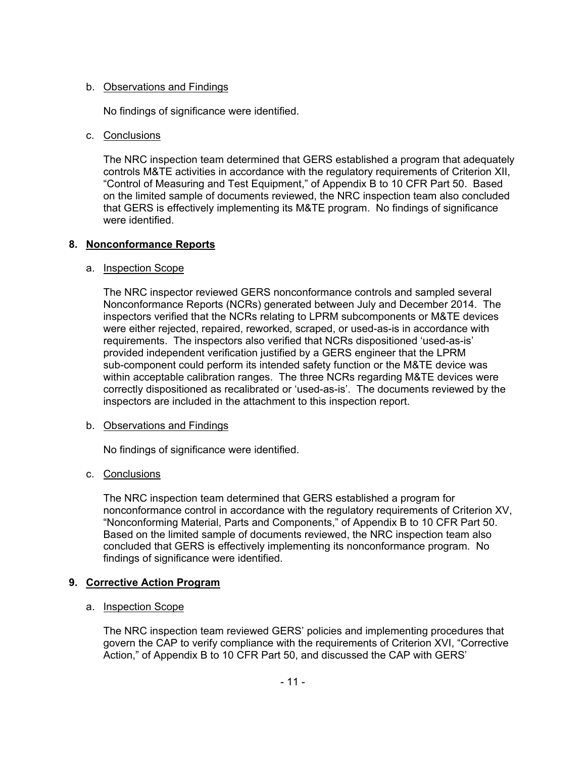b. Observations and Findings

No findings of significance were identified.

c. Conclusions

The NRC inspection team determined that GERS established a program that adequately controls M&TE activities in accordance with the regulatory requirements of Criterion XII, "Control of Measuring and Test Equipment," of Appendix B to 10 CFR Part 50. Based on the limited sample of documents reviewed, the NRC inspection team also concluded that GERS is effectively implementing its M&TE program. No findings of significance were identified.

## 8. Nonconformance Reports

a. Inspection Scope

The NRC inspector reviewed GERS nonconformance controls and sampled several Nonconformance Reports (NCRs) generated between July and December 2014. The inspectors verified that the NCRs relating to LPRM subcomponents or M&TE devices were either rejected, repaired, reworked, scraped, or used-as-is in accordance with requirements. The inspectors also verified that NCRs dispositioned 'used-as-is' provided independent verification justified by a GERS engineer that the LPRM sub-component could perform its intended safety function or the M&TE device was within acceptable calibration ranges. The three NCRs regarding M&TE devices were correctly dispositioned as recalibrated or 'used-as-is'. The documents reviewed by the inspectors are included in the attachment to this inspection report.

b. Observations and Findings

No findings of significance were identified.

c. Conclusions

The NRC inspection team determined that GERS established a program for nonconformance control in accordance with the regulatory requirements of Criterion XV, "Nonconforming Material, Parts and Components," of Appendix B to 10 CFR Part 50. Based on the limited sample of documents reviewed, the NRC inspection team also concluded that GERS is effectively implementing its nonconformance program. No findings of significance were identified.

## 9. Corrective Action Program

a. Inspection Scope

The NRC inspection team reviewed GERS' policies and implementing procedures that govern the CAP to verify compliance with the requirements of Criterion XVI, "Corrective Action," of Appendix B to 10 CFR Part 50, and discussed the CAP with GERS'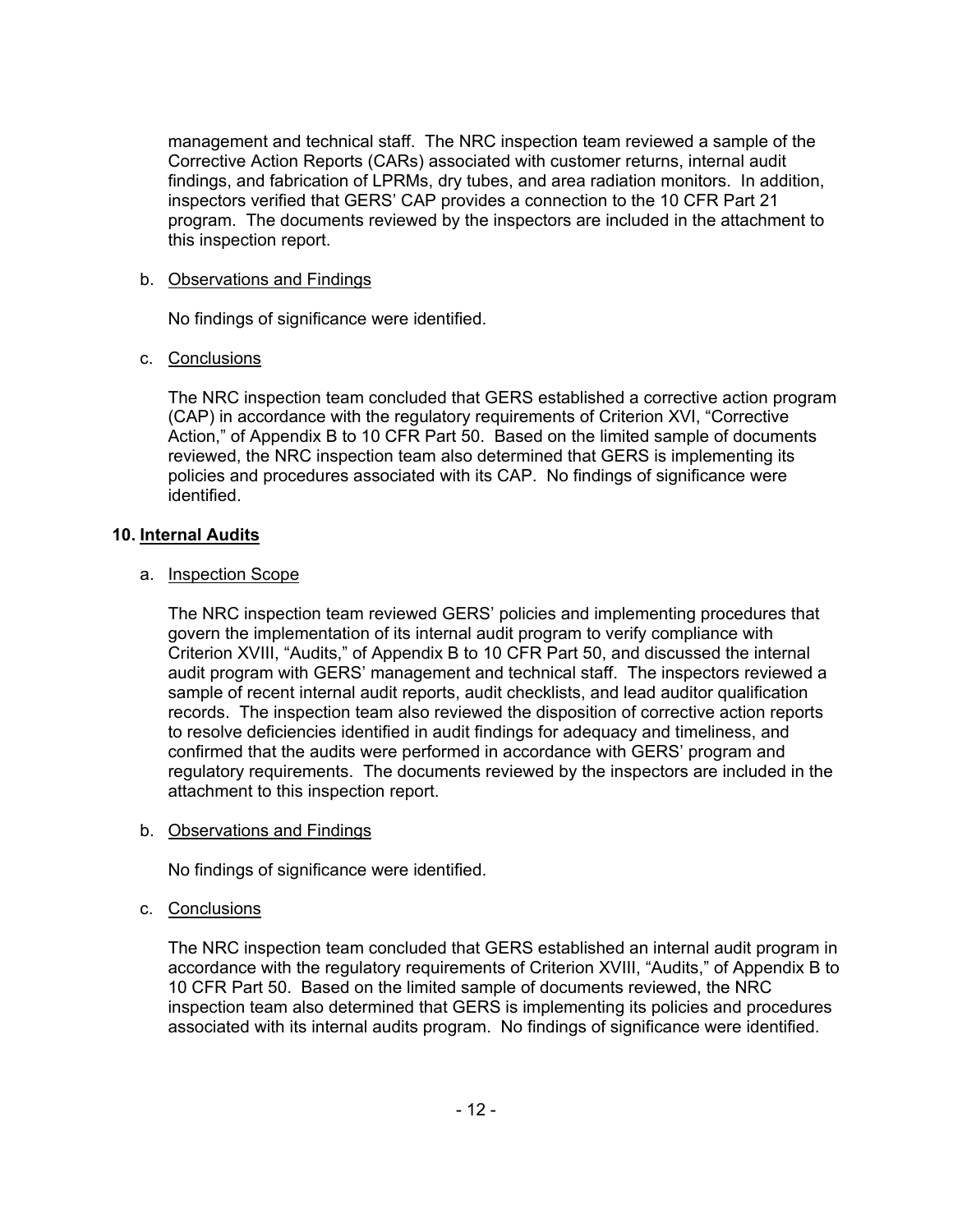management and technical staff. The NRC inspection team reviewed a sample of the Corrective Action Reports (CARs) associated with customer returns, internal audit findings, and fabrication of LPRMs, dry tubes, and area radiation monitors. In addition, inspectors verified that GERS' CAP provides a connection to the 10 CFR Part 21 program. The documents reviewed by the inspectors are included in the attachment to this inspection report.

b. Observations and Findings

No findings of significance were identified.

c. Conclusions

The NRC inspection team concluded that GERS established a corrective action program (CAP) in accordance with the regulatory requirements of Criterion XVI, "Corrective Action," of Appendix B to 10 CFR Part 50. Based on the limited sample of documents reviewed, the NRC inspection team also determined that GERS is implementing its policies and procedures associated with its CAP. No findings of significance were identified.

## 10. Internal Audits

a. Inspection Scope

The NRC inspection team reviewed GERS' policies and implementing procedures that govern the implementation of its internal audit program to verify compliance with Criterion XVIII, "Audits," of Appendix B to 10 CFR Part 50, and discussed the internal audit program with GERS' management and technical staff. The inspectors reviewed a sample of recent internal audit reports, audit checklists, and lead auditor qualification records. The inspection team also reviewed the disposition of corrective action reports to resolve deficiencies identified in audit findings for adequacy and timeliness, and confirmed that the audits were performed in accordance with GERS' program and regulatory requirements. The documents reviewed by the inspectors are included in the attachment to this inspection report.

b. Observations and Findings

No findings of significance were identified.

c. Conclusions

The NRC inspection team concluded that GERS established an internal audit program in accordance with the regulatory requirements of Criterion XVIII, "Audits," of Appendix B to 10 CFR Part 50. Based on the limited sample of documents reviewed, the NRC inspection team also determined that GERS is implementing its policies and procedures associated with its internal audits program. No findings of significance were identified.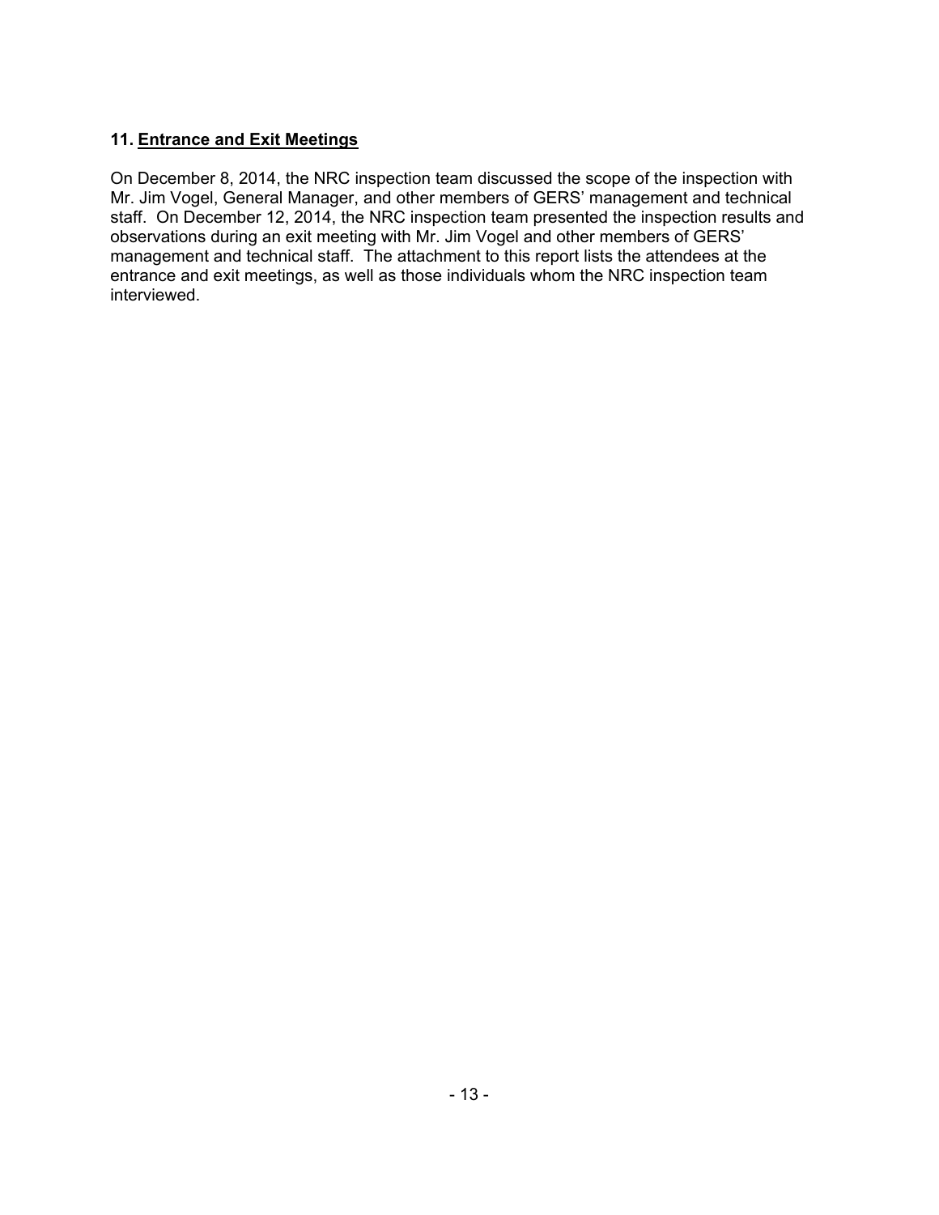## 11. Entrance and Exit Meetings

On December 8, 2014, the NRC inspection team discussed the scope of the inspection with Mr. Jim Vogel, General Manager, and other members of GERS' management and technical staff. On December 12, 2014, the NRC inspection team presented the inspection results and observations during an exit meeting with Mr. Jim Vogel and other members of GERS' management and technical staff. The attachment to this report lists the attendees at the entrance and exit meetings, as well as those individuals whom the NRC inspection team interviewed.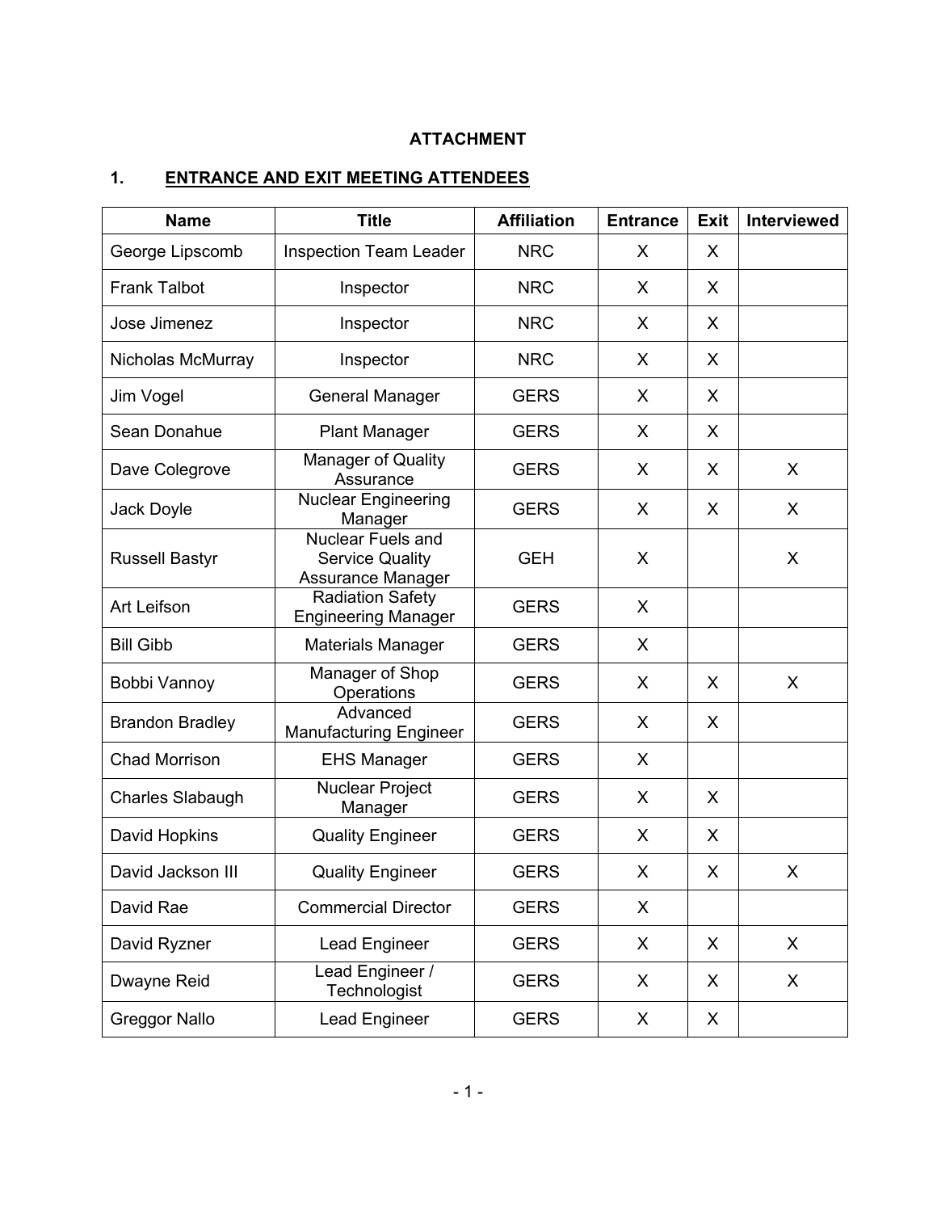**ATTACHMENT**

**1. ENTRANCE AND EXIT MEETING ATTENDEES**

| Name | Title | Affiliation | Entrance | Exit | Interviewed |
|---|---|---|---|---|---|
| George Lipscomb | Inspection Team Leader | NRC | X | X | |
| Frank Talbot | Inspector | NRC | X | X | |
| Jose Jimenez | Inspector | NRC | X | X | |
| Nicholas McMurray | Inspector | NRC | X | X | |
| Jim Vogel | General Manager | GERS | X | X | |
| Sean Donahue | Plant Manager | GERS | X | X | |
| Dave Colegrove | Manager of Quality Assurance | GERS | X | X | X |
| Jack Doyle | Nuclear Engineering Manager | GERS | X | X | X |
| Russell Bastyr | Nuclear Fuels and Service Quality Assurance Manager | GEH | X | | X |
| Art Leifson | Radiation Safety Engineering Manager | GERS | X | | |
| Bill Gibb | Materials Manager | GERS | X | | |
| Bobbi Vannoy | Manager of Shop Operations | GERS | X | X | X |
| Brandon Bradley | Advanced Manufacturing Engineer | GERS | X | X | |
| Chad Morrison | EHS Manager | GERS | X | | |
| Charles Slabaugh | Nuclear Project Manager | GERS | X | X | |
| David Hopkins | Quality Engineer | GERS | X | X | |
| David Jackson III | Quality Engineer | GERS | X | X | X |
| David Rae | Commercial Director | GERS | X | | |
| David Ryzner | Lead Engineer | GERS | X | X | X |
| Dwayne Reid | Lead Engineer / Technologist | GERS | X | X | X |
| Greggor Nallo | Lead Engineer | GERS | X | X | |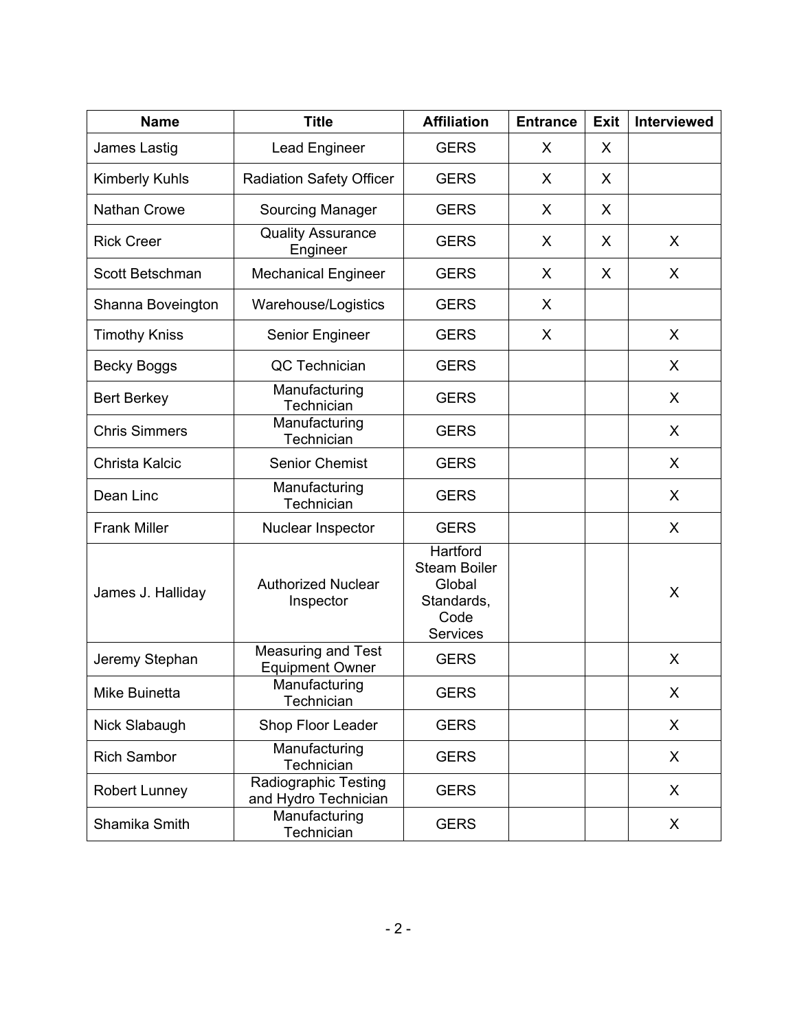| Name | Title | Affiliation | Entrance | Exit | Interviewed |
|---|---|---|---|---|---|
| James Lastig | Lead Engineer | GERS | X | X | |
| Kimberly Kuhls | Radiation Safety Officer | GERS | X | X | |
| Nathan Crowe | Sourcing Manager | GERS | X | X | |
| Rick Creer | Quality Assurance Engineer | GERS | X | X | X |
| Scott Betschman | Mechanical Engineer | GERS | X | X | X |
| Shanna Boveington | Warehouse/Logistics | GERS | X | | |
| Timothy Kniss | Senior Engineer | GERS | X | | X |
| Becky Boggs | QC Technician | GERS | | | X |
| Bert Berkey | Manufacturing Technician | GERS | | | X |
| Chris Simmers | Manufacturing Technician | GERS | | | X |
| Christa Kalcic | Senior Chemist | GERS | | | X |
| Dean Linc | Manufacturing Technician | GERS | | | X |
| Frank Miller | Nuclear Inspector | GERS | | | X |
| James J. Halliday | Authorized Nuclear Inspector | Hartford Steam Boiler Global Standards, Code Services | | | X |
| Jeremy Stephan | Measuring and Test Equipment Owner | GERS | | | X |
| Mike Buinetta | Manufacturing Technician | GERS | | | X |
| Nick Slabaugh | Shop Floor Leader | GERS | | | X |
| Rich Sambor | Manufacturing Technician | GERS | | | X |
| Robert Lunney | Radiographic Testing and Hydro Technician | GERS | | | X |
| Shamika Smith | Manufacturing Technician | GERS | | | X |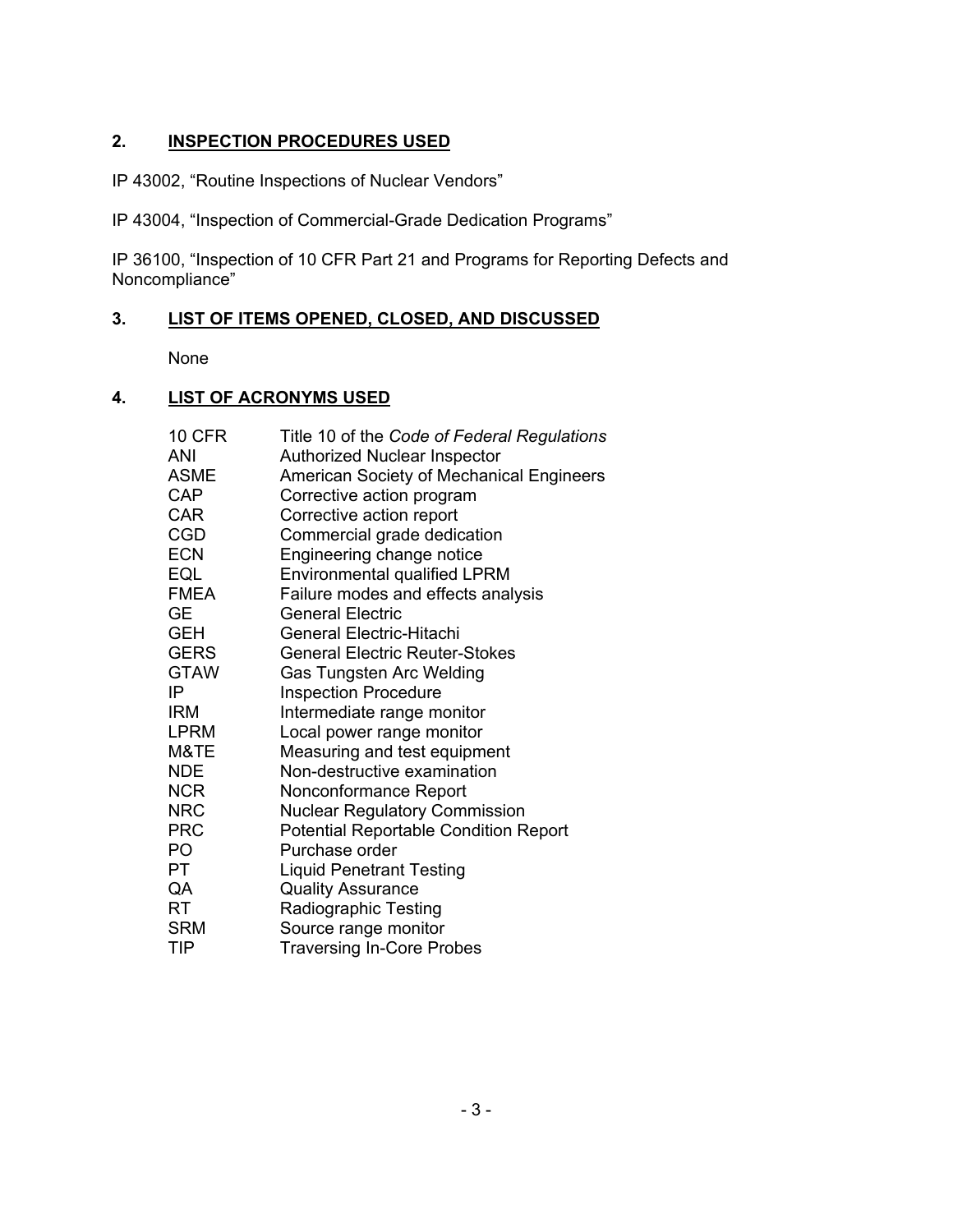## 2. INSPECTION PROCEDURES USED

IP 43002, "Routine Inspections of Nuclear Vendors"

IP 43004, "Inspection of Commercial-Grade Dedication Programs"

IP 36100, "Inspection of 10 CFR Part 21 and Programs for Reporting Defects and Noncompliance"

## 3. LIST OF ITEMS OPENED, CLOSED, AND DISCUSSED

None

## 4. LIST OF ACRONYMS USED

| | |
|---|---|
| 10 CFR | Title 10 of the *Code of Federal Regulations* |
| ANI | Authorized Nuclear Inspector |
| ASME | American Society of Mechanical Engineers |
| CAP | Corrective action program |
| CAR | Corrective action report |
| CGD | Commercial grade dedication |
| ECN | Engineering change notice |
| EQL | Environmental qualified LPRM |
| FMEA | Failure modes and effects analysis |
| GE | General Electric |
| GEH | General Electric-Hitachi |
| GERS | General Electric Reuter-Stokes |
| GTAW | Gas Tungsten Arc Welding |
| IP | Inspection Procedure |
| IRM | Intermediate range monitor |
| LPRM | Local power range monitor |
| M&TE | Measuring and test equipment |
| NDE | Non-destructive examination |
| NCR | Nonconformance Report |
| NRC | Nuclear Regulatory Commission |
| PRC | Potential Reportable Condition Report |
| PO | Purchase order |
| PT | Liquid Penetrant Testing |
| QA | Quality Assurance |
| RT | Radiographic Testing |
| SRM | Source range monitor |
| TIP | Traversing In-Core Probes |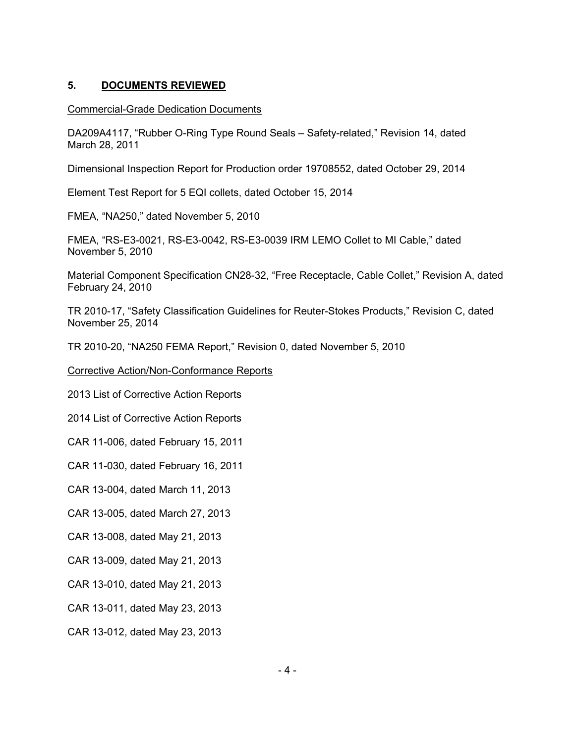## 5. DOCUMENTS REVIEWED

Commercial-Grade Dedication Documents

DA209A4117, "Rubber O-Ring Type Round Seals – Safety-related," Revision 14, dated March 28, 2011

Dimensional Inspection Report for Production order 19708552, dated October 29, 2014

Element Test Report for 5 EQI collets, dated October 15, 2014

FMEA, "NA250," dated November 5, 2010

FMEA, "RS-E3-0021, RS-E3-0042, RS-E3-0039 IRM LEMO Collet to MI Cable," dated November 5, 2010

Material Component Specification CN28-32, "Free Receptacle, Cable Collet," Revision A, dated February 24, 2010

TR 2010-17, "Safety Classification Guidelines for Reuter-Stokes Products," Revision C, dated November 25, 2014

TR 2010-20, "NA250 FEMA Report," Revision 0, dated November 5, 2010

Corrective Action/Non-Conformance Reports

2013 List of Corrective Action Reports

2014 List of Corrective Action Reports

CAR 11-006, dated February 15, 2011

CAR 11-030, dated February 16, 2011

CAR 13-004, dated March 11, 2013

CAR 13-005, dated March 27, 2013

CAR 13-008, dated May 21, 2013

CAR 13-009, dated May 21, 2013

CAR 13-010, dated May 21, 2013

CAR 13-011, dated May 23, 2013

CAR 13-012, dated May 23, 2013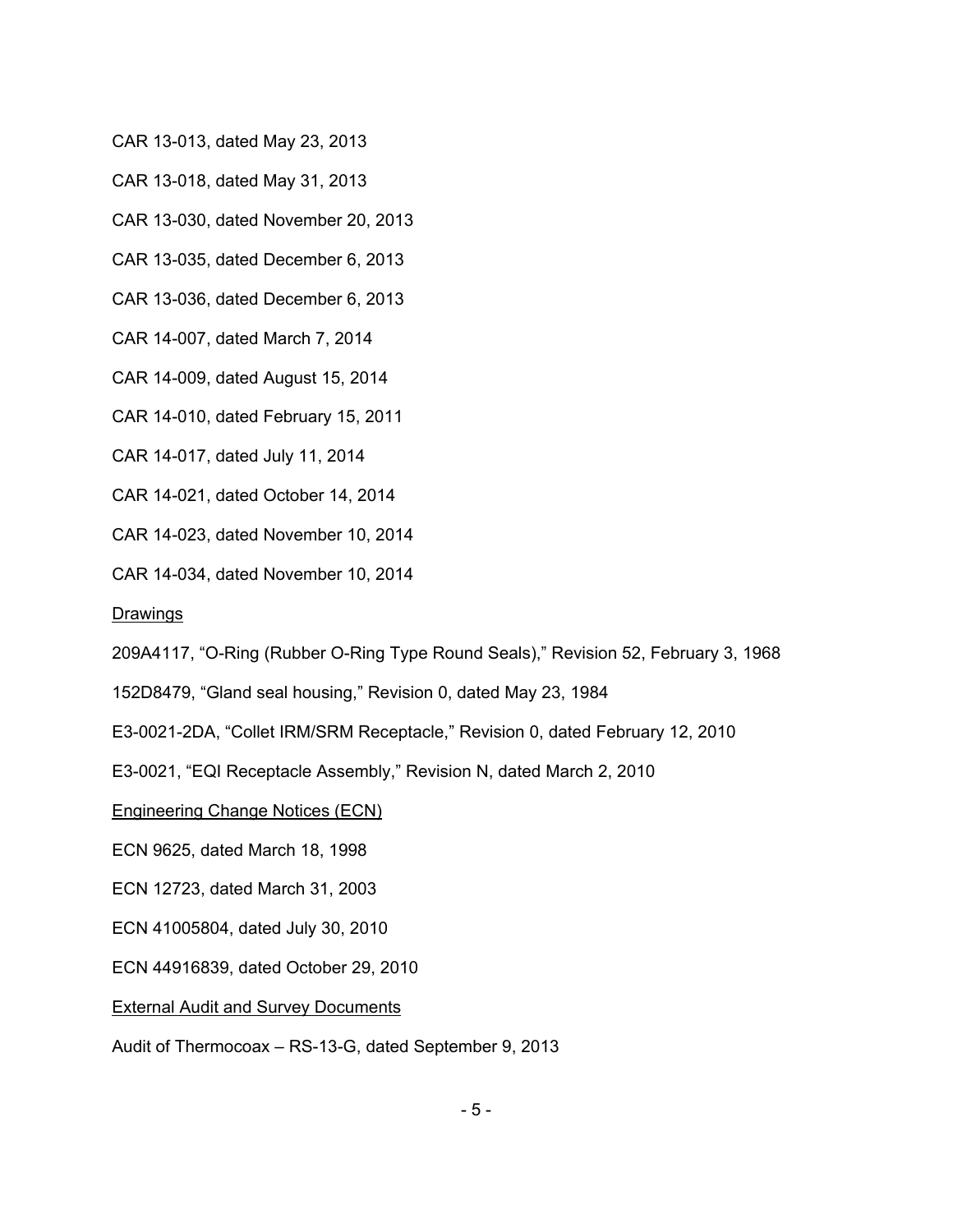CAR 13-013, dated May 23, 2013

CAR 13-018, dated May 31, 2013

CAR 13-030, dated November 20, 2013

CAR 13-035, dated December 6, 2013

CAR 13-036, dated December 6, 2013

CAR 14-007, dated March 7, 2014

CAR 14-009, dated August 15, 2014

CAR 14-010, dated February 15, 2011

CAR 14-017, dated July 11, 2014

CAR 14-021, dated October 14, 2014

CAR 14-023, dated November 10, 2014

CAR 14-034, dated November 10, 2014

Drawings

209A4117, "O-Ring (Rubber O-Ring Type Round Seals)," Revision 52, February 3, 1968

152D8479, "Gland seal housing," Revision 0, dated May 23, 1984

E3-0021-2DA, "Collet IRM/SRM Receptacle," Revision 0, dated February 12, 2010

E3-0021, "EQI Receptacle Assembly," Revision N, dated March 2, 2010

Engineering Change Notices (ECN)

ECN 9625, dated March 18, 1998

ECN 12723, dated March 31, 2003

ECN 41005804, dated July 30, 2010

ECN 44916839, dated October 29, 2010

External Audit and Survey Documents

Audit of Thermocoax – RS-13-G, dated September 9, 2013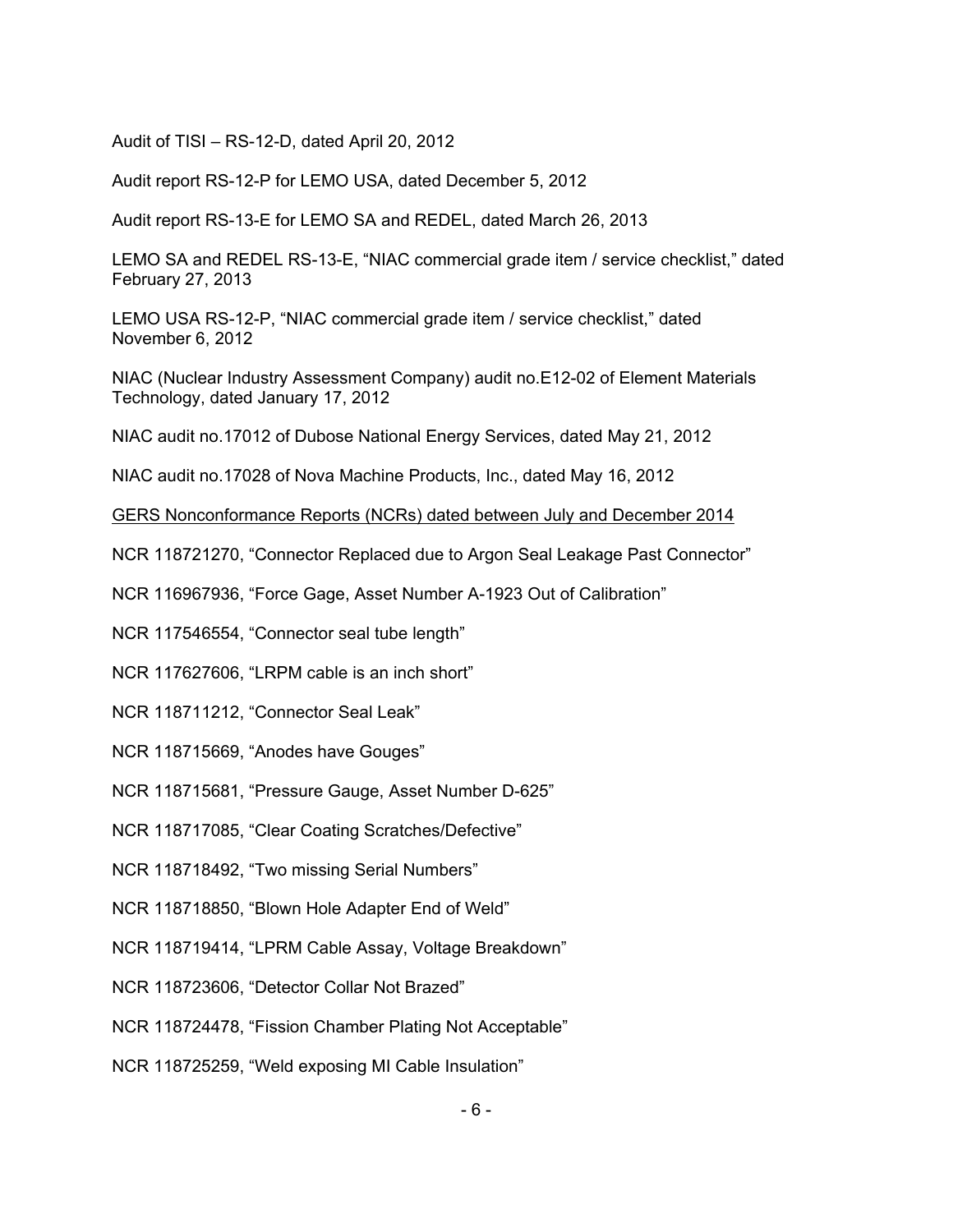Audit of TISI – RS-12-D, dated April 20, 2012

Audit report RS-12-P for LEMO USA, dated December 5, 2012

Audit report RS-13-E for LEMO SA and REDEL, dated March 26, 2013

LEMO SA and REDEL RS-13-E, "NIAC commercial grade item / service checklist," dated February 27, 2013

LEMO USA RS-12-P, "NIAC commercial grade item / service checklist," dated November 6, 2012

NIAC (Nuclear Industry Assessment Company) audit no.E12-02 of Element Materials Technology, dated January 17, 2012

NIAC audit no.17012 of Dubose National Energy Services, dated May 21, 2012

NIAC audit no.17028 of Nova Machine Products, Inc., dated May 16, 2012

<u>GERS Nonconformance Reports (NCRs) dated between July and December 2014</u>

NCR 118721270, "Connector Replaced due to Argon Seal Leakage Past Connector"

NCR 116967936, "Force Gage, Asset Number A-1923 Out of Calibration"

NCR 117546554, "Connector seal tube length"

NCR 117627606, "LRPM cable is an inch short"

NCR 118711212, "Connector Seal Leak"

NCR 118715669, "Anodes have Gouges"

NCR 118715681, "Pressure Gauge, Asset Number D-625"

NCR 118717085, "Clear Coating Scratches/Defective"

NCR 118718492, "Two missing Serial Numbers"

NCR 118718850, "Blown Hole Adapter End of Weld"

NCR 118719414, "LPRM Cable Assay, Voltage Breakdown"

NCR 118723606, "Detector Collar Not Brazed"

NCR 118724478, "Fission Chamber Plating Not Acceptable"

NCR 118725259, "Weld exposing MI Cable Insulation"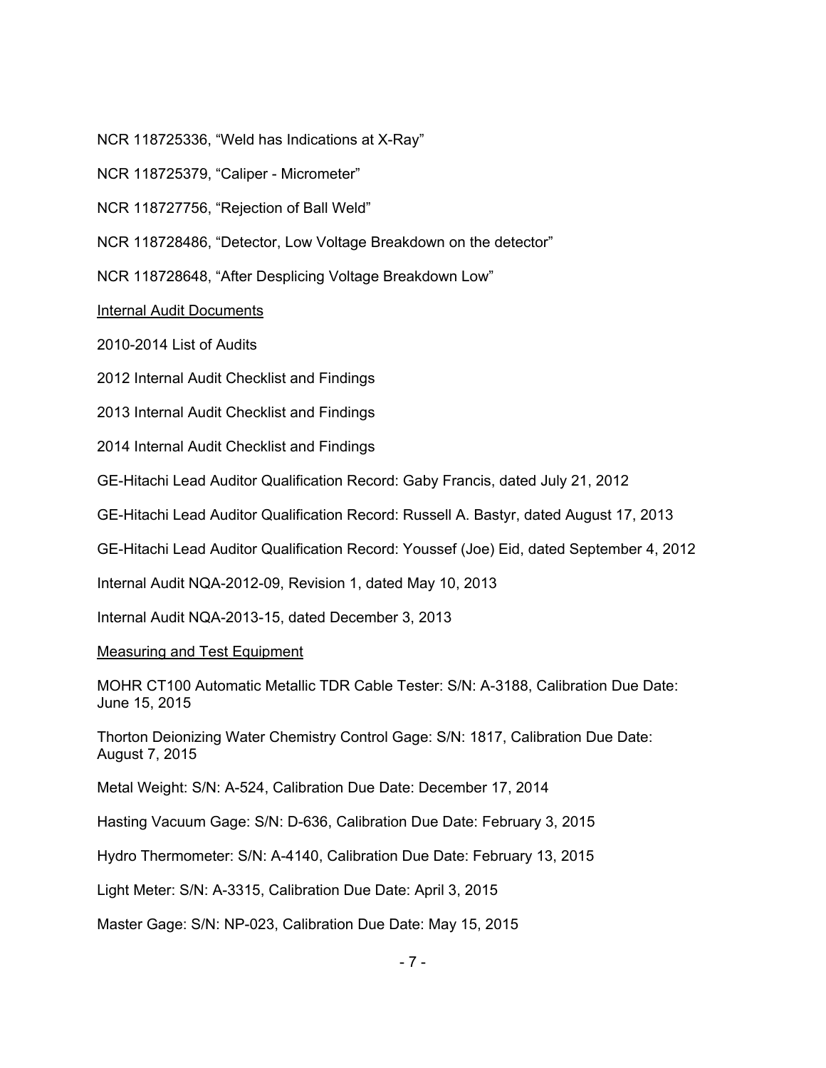NCR 118725336, “Weld has Indications at X-Ray”

NCR 118725379, “Caliper - Micrometer”

NCR 118727756, “Rejection of Ball Weld”

NCR 118728486, “Detector, Low Voltage Breakdown on the detector”

NCR 118728648, “After Desplicing Voltage Breakdown Low”

<u>Internal Audit Documents</u>

2010-2014 List of Audits

2012 Internal Audit Checklist and Findings

2013 Internal Audit Checklist and Findings

2014 Internal Audit Checklist and Findings

GE-Hitachi Lead Auditor Qualification Record: Gaby Francis, dated July 21, 2012

GE-Hitachi Lead Auditor Qualification Record: Russell A. Bastyr, dated August 17, 2013

GE-Hitachi Lead Auditor Qualification Record: Youssef (Joe) Eid, dated September 4, 2012

Internal Audit NQA-2012-09, Revision 1, dated May 10, 2013

Internal Audit NQA-2013-15, dated December 3, 2013

<u>Measuring and Test Equipment</u>

MOHR CT100 Automatic Metallic TDR Cable Tester: S/N: A-3188, Calibration Due Date: June 15, 2015

Thorton Deionizing Water Chemistry Control Gage: S/N: 1817, Calibration Due Date: August 7, 2015

Metal Weight: S/N: A-524, Calibration Due Date: December 17, 2014

Hasting Vacuum Gage: S/N: D-636, Calibration Due Date: February 3, 2015

Hydro Thermometer: S/N: A-4140, Calibration Due Date: February 13, 2015

Light Meter: S/N: A-3315, Calibration Due Date: April 3, 2015

Master Gage: S/N: NP-023, Calibration Due Date: May 15, 2015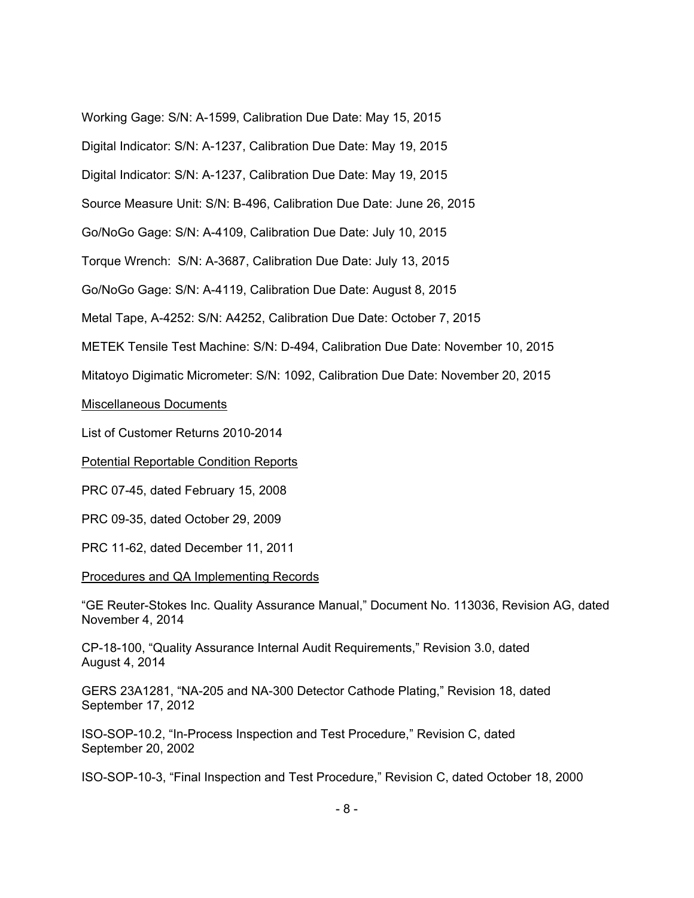Working Gage: S/N: A-1599, Calibration Due Date: May 15, 2015

Digital Indicator: S/N: A-1237, Calibration Due Date: May 19, 2015

Digital Indicator: S/N: A-1237, Calibration Due Date: May 19, 2015

Source Measure Unit: S/N: B-496, Calibration Due Date: June 26, 2015

Go/NoGo Gage: S/N: A-4109, Calibration Due Date: July 10, 2015

Torque Wrench: S/N: A-3687, Calibration Due Date: July 13, 2015

Go/NoGo Gage: S/N: A-4119, Calibration Due Date: August 8, 2015

Metal Tape, A-4252: S/N: A4252, Calibration Due Date: October 7, 2015

METEK Tensile Test Machine: S/N: D-494, Calibration Due Date: November 10, 2015

Mitatoyo Digimatic Micrometer: S/N: 1092, Calibration Due Date: November 20, 2015

<u>Miscellaneous Documents</u>

List of Customer Returns 2010-2014

<u>Potential Reportable Condition Reports</u>

PRC 07-45, dated February 15, 2008

PRC 09-35, dated October 29, 2009

PRC 11-62, dated December 11, 2011

<u>Procedures and QA Implementing Records</u>

"GE Reuter-Stokes Inc. Quality Assurance Manual," Document No. 113036, Revision AG, dated November 4, 2014

CP-18-100, "Quality Assurance Internal Audit Requirements," Revision 3.0, dated August 4, 2014

GERS 23A1281, "NA-205 and NA-300 Detector Cathode Plating," Revision 18, dated September 17, 2012

ISO-SOP-10.2, "In-Process Inspection and Test Procedure," Revision C, dated September 20, 2002

ISO-SOP-10-3, "Final Inspection and Test Procedure," Revision C, dated October 18, 2000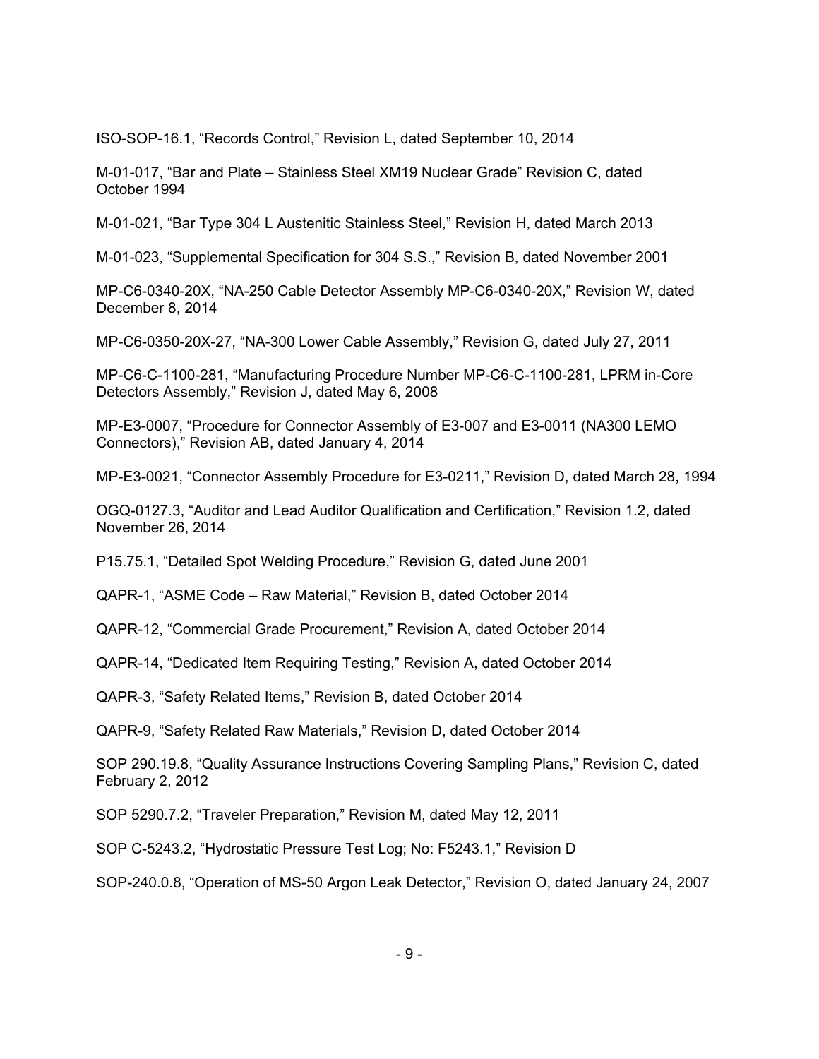ISO-SOP-16.1, “Records Control,” Revision L, dated September 10, 2014

M-01-017, “Bar and Plate – Stainless Steel XM19 Nuclear Grade” Revision C, dated October 1994

M-01-021, “Bar Type 304 L Austenitic Stainless Steel,” Revision H, dated March 2013

M-01-023, “Supplemental Specification for 304 S.S.,” Revision B, dated November 2001

MP-C6-0340-20X, “NA-250 Cable Detector Assembly MP-C6-0340-20X,” Revision W, dated December 8, 2014

MP-C6-0350-20X-27, “NA-300 Lower Cable Assembly,” Revision G, dated July 27, 2011

MP-C6-C-1100-281, “Manufacturing Procedure Number MP-C6-C-1100-281, LPRM in-Core Detectors Assembly,” Revision J, dated May 6, 2008

MP-E3-0007, “Procedure for Connector Assembly of E3-007 and E3-0011 (NA300 LEMO Connectors),” Revision AB, dated January 4, 2014

MP-E3-0021, “Connector Assembly Procedure for E3-0211,” Revision D, dated March 28, 1994

OGQ-0127.3, “Auditor and Lead Auditor Qualification and Certification,” Revision 1.2, dated November 26, 2014

P15.75.1, “Detailed Spot Welding Procedure,” Revision G, dated June 2001

QAPR-1, “ASME Code – Raw Material,” Revision B, dated October 2014

QAPR-12, “Commercial Grade Procurement,” Revision A, dated October 2014

QAPR-14, “Dedicated Item Requiring Testing,” Revision A, dated October 2014

QAPR-3, “Safety Related Items,” Revision B, dated October 2014

QAPR-9, “Safety Related Raw Materials,” Revision D, dated October 2014

SOP 290.19.8, “Quality Assurance Instructions Covering Sampling Plans,” Revision C, dated February 2, 2012

SOP 5290.7.2, “Traveler Preparation,” Revision M, dated May 12, 2011

SOP C-5243.2, “Hydrostatic Pressure Test Log; No: F5243.1,” Revision D

SOP-240.0.8, “Operation of MS-50 Argon Leak Detector,” Revision O, dated January 24, 2007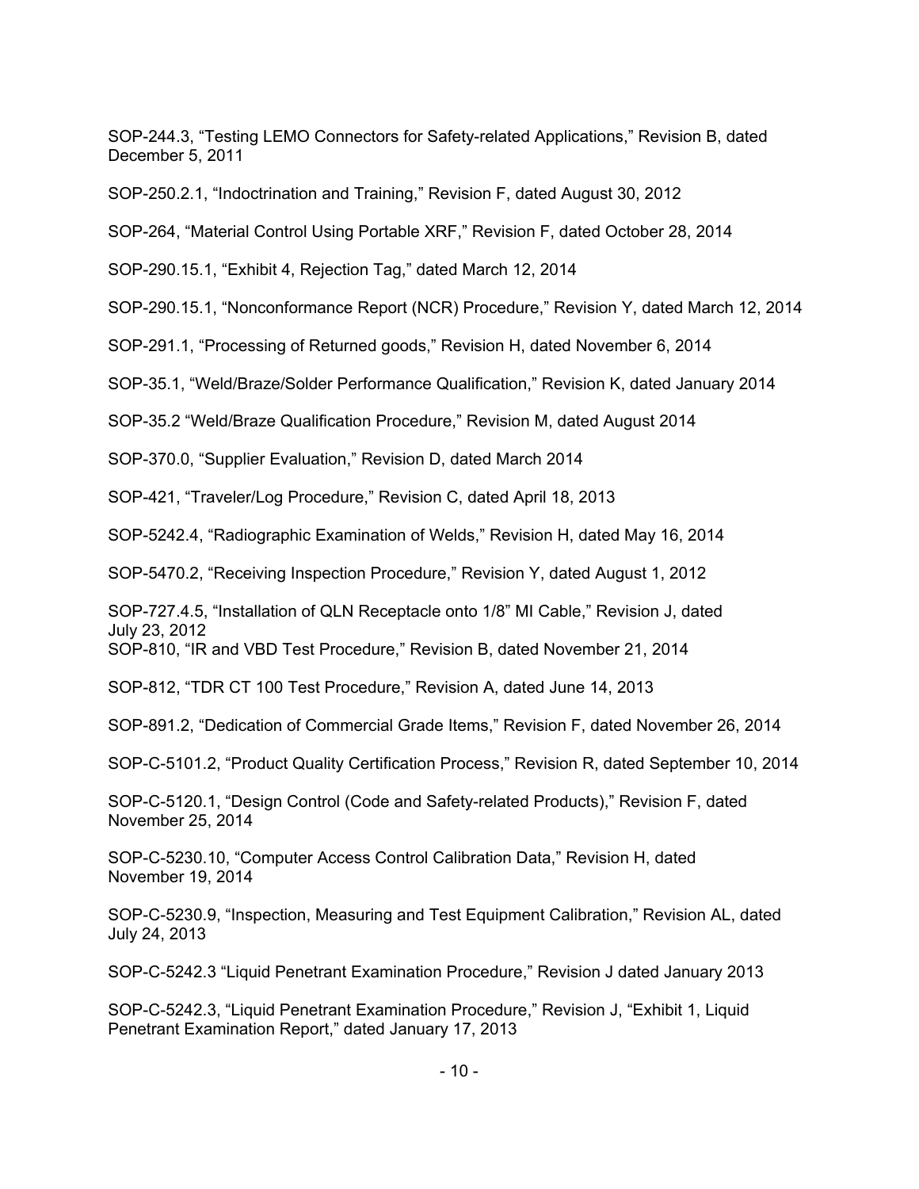SOP-244.3, “Testing LEMO Connectors for Safety-related Applications,” Revision B, dated December 5, 2011

SOP-250.2.1, “Indoctrination and Training,” Revision F, dated August 30, 2012

SOP-264, “Material Control Using Portable XRF,” Revision F, dated October 28, 2014

SOP-290.15.1, “Exhibit 4, Rejection Tag,” dated March 12, 2014

SOP-290.15.1, “Nonconformance Report (NCR) Procedure,” Revision Y, dated March 12, 2014

SOP-291.1, “Processing of Returned goods,” Revision H, dated November 6, 2014

SOP-35.1, “Weld/Braze/Solder Performance Qualification,” Revision K, dated January 2014

SOP-35.2 “Weld/Braze Qualification Procedure,” Revision M, dated August 2014

SOP-370.0, “Supplier Evaluation,” Revision D, dated March 2014

SOP-421, “Traveler/Log Procedure,” Revision C, dated April 18, 2013

SOP-5242.4, “Radiographic Examination of Welds,” Revision H, dated May 16, 2014

SOP-5470.2, “Receiving Inspection Procedure,” Revision Y, dated August 1, 2012

SOP-727.4.5, “Installation of QLN Receptacle onto 1/8” MI Cable,” Revision J, dated July 23, 2012

SOP-810, “IR and VBD Test Procedure,” Revision B, dated November 21, 2014

SOP-812, “TDR CT 100 Test Procedure,” Revision A, dated June 14, 2013

SOP-891.2, “Dedication of Commercial Grade Items,” Revision F, dated November 26, 2014

SOP-C-5101.2, “Product Quality Certification Process,” Revision R, dated September 10, 2014

SOP-C-5120.1, “Design Control (Code and Safety-related Products),” Revision F, dated November 25, 2014

SOP-C-5230.10, “Computer Access Control Calibration Data,” Revision H, dated November 19, 2014

SOP-C-5230.9, “Inspection, Measuring and Test Equipment Calibration,” Revision AL, dated July 24, 2013

SOP-C-5242.3 “Liquid Penetrant Examination Procedure,” Revision J dated January 2013

SOP-C-5242.3, “Liquid Penetrant Examination Procedure,” Revision J, “Exhibit 1, Liquid Penetrant Examination Report,” dated January 17, 2013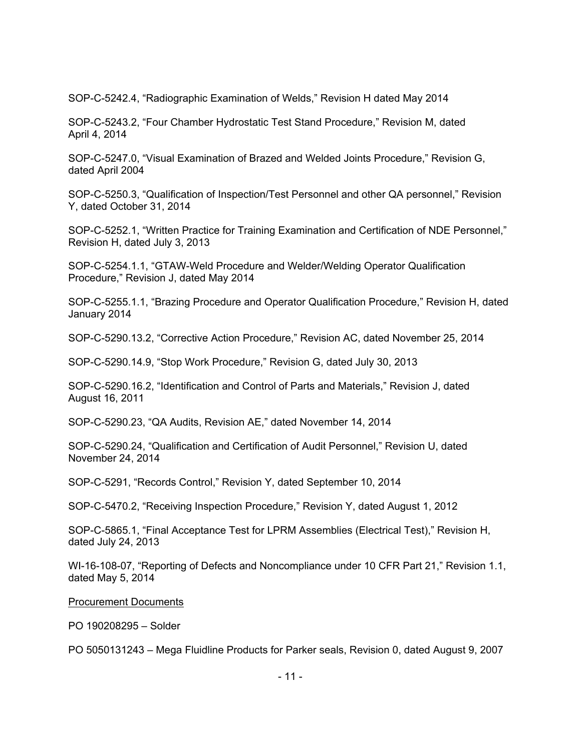SOP-C-5242.4, "Radiographic Examination of Welds," Revision H dated May 2014

SOP-C-5243.2, "Four Chamber Hydrostatic Test Stand Procedure," Revision M, dated April 4, 2014

SOP-C-5247.0, "Visual Examination of Brazed and Welded Joints Procedure," Revision G, dated April 2004

SOP-C-5250.3, "Qualification of Inspection/Test Personnel and other QA personnel," Revision Y, dated October 31, 2014

SOP-C-5252.1, "Written Practice for Training Examination and Certification of NDE Personnel," Revision H, dated July 3, 2013

SOP-C-5254.1.1, "GTAW-Weld Procedure and Welder/Welding Operator Qualification Procedure," Revision J, dated May 2014

SOP-C-5255.1.1, "Brazing Procedure and Operator Qualification Procedure," Revision H, dated January 2014

SOP-C-5290.13.2, "Corrective Action Procedure," Revision AC, dated November 25, 2014

SOP-C-5290.14.9, "Stop Work Procedure," Revision G, dated July 30, 2013

SOP-C-5290.16.2, "Identification and Control of Parts and Materials," Revision J, dated August 16, 2011

SOP-C-5290.23, "QA Audits, Revision AE," dated November 14, 2014

SOP-C-5290.24, "Qualification and Certification of Audit Personnel," Revision U, dated November 24, 2014

SOP-C-5291, "Records Control," Revision Y, dated September 10, 2014

SOP-C-5470.2, "Receiving Inspection Procedure," Revision Y, dated August 1, 2012

SOP-C-5865.1, "Final Acceptance Test for LPRM Assemblies (Electrical Test)," Revision H, dated July 24, 2013

WI-16-108-07, "Reporting of Defects and Noncompliance under 10 CFR Part 21," Revision 1.1, dated May 5, 2014

<u>Procurement Documents</u>

PO 190208295 – Solder

PO 5050131243 – Mega Fluidline Products for Parker seals, Revision 0, dated August 9, 2007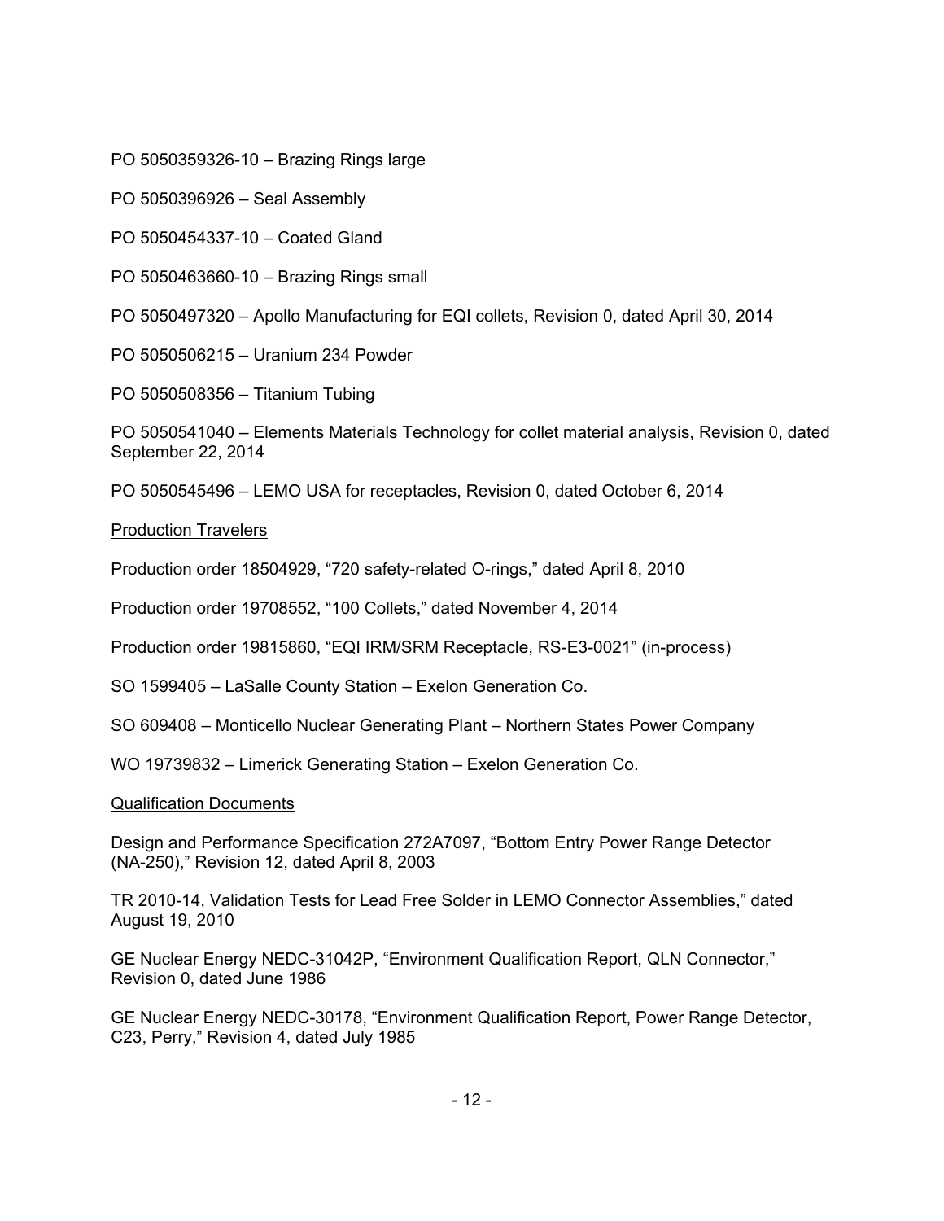PO 5050359326-10 – Brazing Rings large

PO 5050396926 – Seal Assembly

PO 5050454337-10 – Coated Gland

PO 5050463660-10 – Brazing Rings small

PO 5050497320 – Apollo Manufacturing for EQI collets, Revision 0, dated April 30, 2014

PO 5050506215 – Uranium 234 Powder

PO 5050508356 – Titanium Tubing

PO 5050541040 – Elements Materials Technology for collet material analysis, Revision 0, dated September 22, 2014

PO 5050545496 – LEMO USA for receptacles, Revision 0, dated October 6, 2014

Production Travelers

Production order 18504929, "720 safety-related O-rings," dated April 8, 2010

Production order 19708552, "100 Collets," dated November 4, 2014

Production order 19815860, "EQI IRM/SRM Receptacle, RS-E3-0021" (in-process)

SO 1599405 – LaSalle County Station – Exelon Generation Co.

SO 609408 – Monticello Nuclear Generating Plant – Northern States Power Company

WO 19739832 – Limerick Generating Station – Exelon Generation Co.

Qualification Documents

Design and Performance Specification 272A7097, "Bottom Entry Power Range Detector (NA-250)," Revision 12, dated April 8, 2003

TR 2010-14, Validation Tests for Lead Free Solder in LEMO Connector Assemblies," dated August 19, 2010

GE Nuclear Energy NEDC-31042P, "Environment Qualification Report, QLN Connector," Revision 0, dated June 1986

GE Nuclear Energy NEDC-30178, "Environment Qualification Report, Power Range Detector, C23, Perry," Revision 4, dated July 1985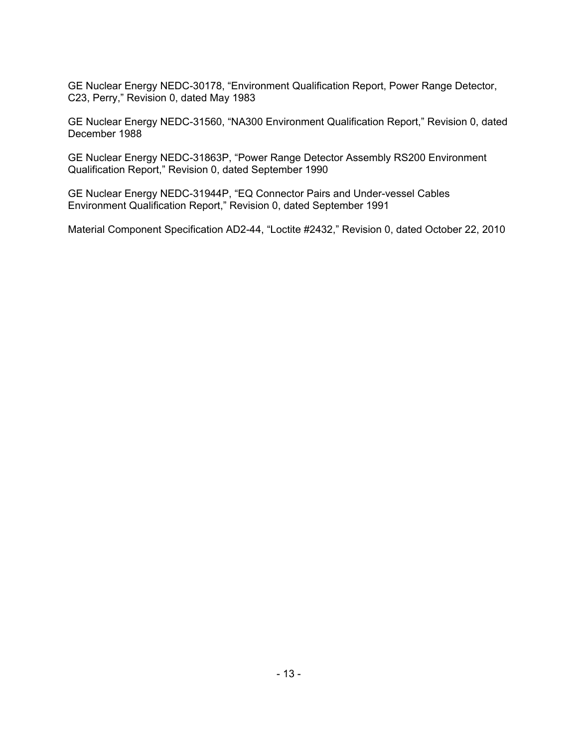GE Nuclear Energy NEDC-30178, "Environment Qualification Report, Power Range Detector, C23, Perry," Revision 0, dated May 1983

GE Nuclear Energy NEDC-31560, "NA300 Environment Qualification Report," Revision 0, dated December 1988

GE Nuclear Energy NEDC-31863P, "Power Range Detector Assembly RS200 Environment Qualification Report," Revision 0, dated September 1990

GE Nuclear Energy NEDC-31944P, "EQ Connector Pairs and Under-vessel Cables Environment Qualification Report," Revision 0, dated September 1991

Material Component Specification AD2-44, "Loctite #2432," Revision 0, dated October 22, 2010